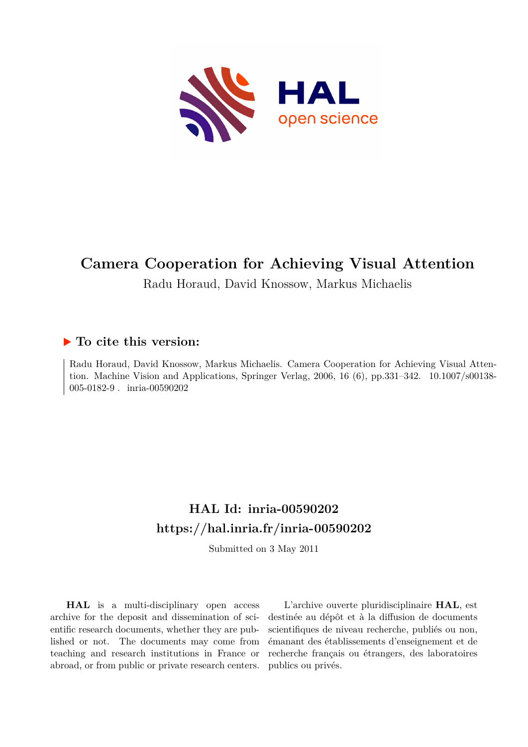# Camera Cooperation for Achieving Visual Attention

Radu Horaud, David Knossow, Markus Michaelis

## ▶ To cite this version:

Radu Horaud, David Knossow, Markus Michaelis. Camera Cooperation for Achieving Visual Attention. Machine Vision and Applications, Springer Verlag, 2006, 16 (6), pp.331–342. 10.1007/s00138-005-0182-9 . inria-00590202

## HAL Id: inria-00590202

## https://hal.inria.fr/inria-00590202

Submitted on 3 May 2011

**HAL** is a multi-disciplinary open access archive for the deposit and dissemination of scientific research documents, whether they are published or not. The documents may come from teaching and research institutions in France or abroad, or from public or private research centers.

L'archive ouverte pluridisciplinaire **HAL**, est destinée au dépôt et à la diffusion de documents scientifiques de niveau recherche, publiés ou non, émanant des établissements d'enseignement et de recherche français ou étrangers, des laboratoires publics ou privés.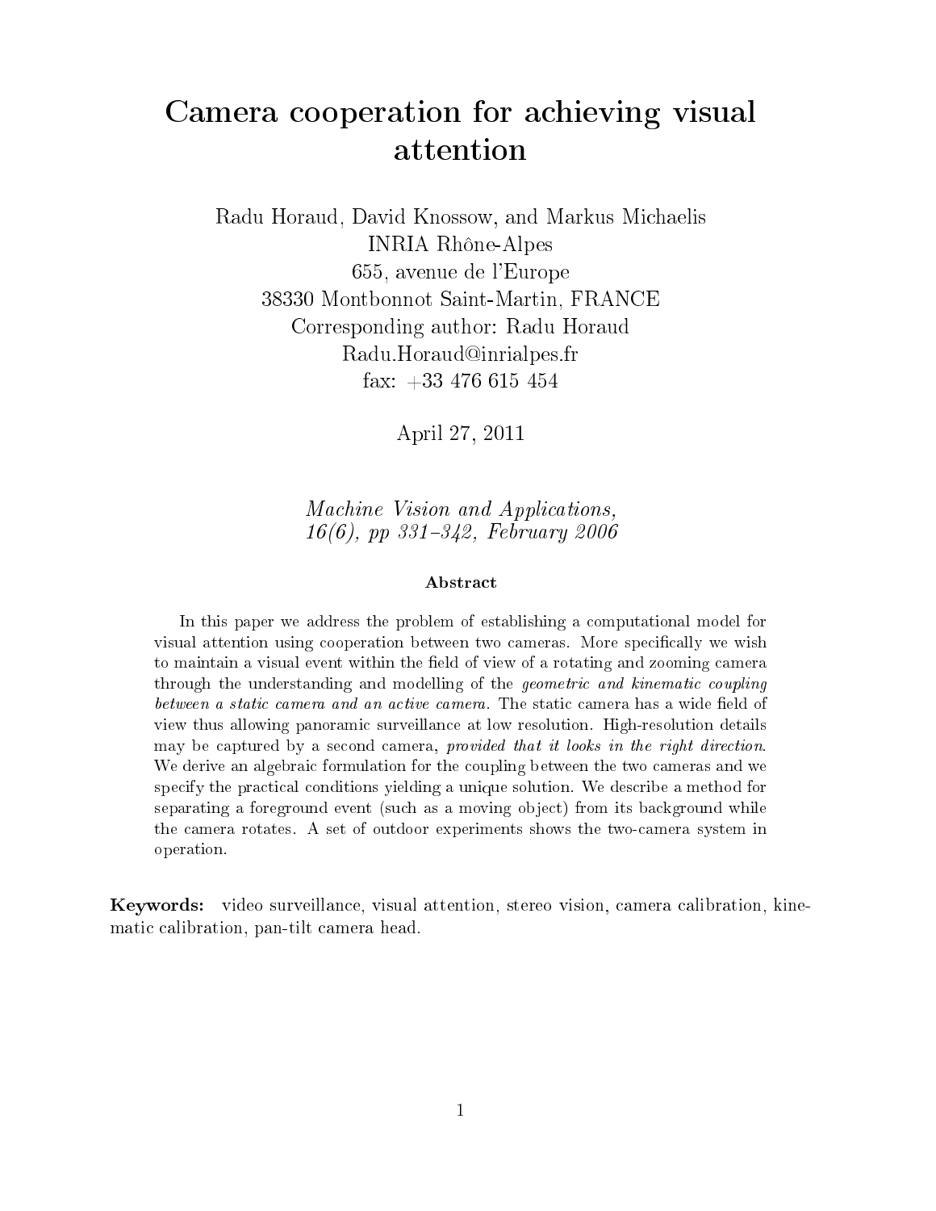# Camera cooperation for achieving visual attention

Radu Horaud, David Knossow, and Markus Michaelis
INRIA Rhône-Alpes
655, avenue de l'Europe
38330 Montbonnot Saint-Martin, FRANCE
Corresponding author: Radu Horaud
Radu.Horaud@inrialpes.fr
fax: +33 476 615 454

April 27, 2011

*Machine Vision and Applications, 16(6), pp 331–342, February 2006*

### Abstract

In this paper we address the problem of establishing a computational model for visual attention using cooperation between two cameras. More specifically we wish to maintain a visual event within the field of view of a rotating and zooming camera through the understanding and modelling of the *geometric and kinematic coupling between a static camera and an active camera*. The static camera has a wide field of view thus allowing panoramic surveillance at low resolution. High-resolution details may be captured by a second camera, *provided that it looks in the right direction*. We derive an algebraic formulation for the coupling between the two cameras and we specify the practical conditions yielding a unique solution. We describe a method for separating a foreground event (such as a moving object) from its background while the camera rotates. A set of outdoor experiments shows the two-camera system in operation.

**Keywords:** video surveillance, visual attention, stereo vision, camera calibration, kinematic calibration, pan-tilt camera head.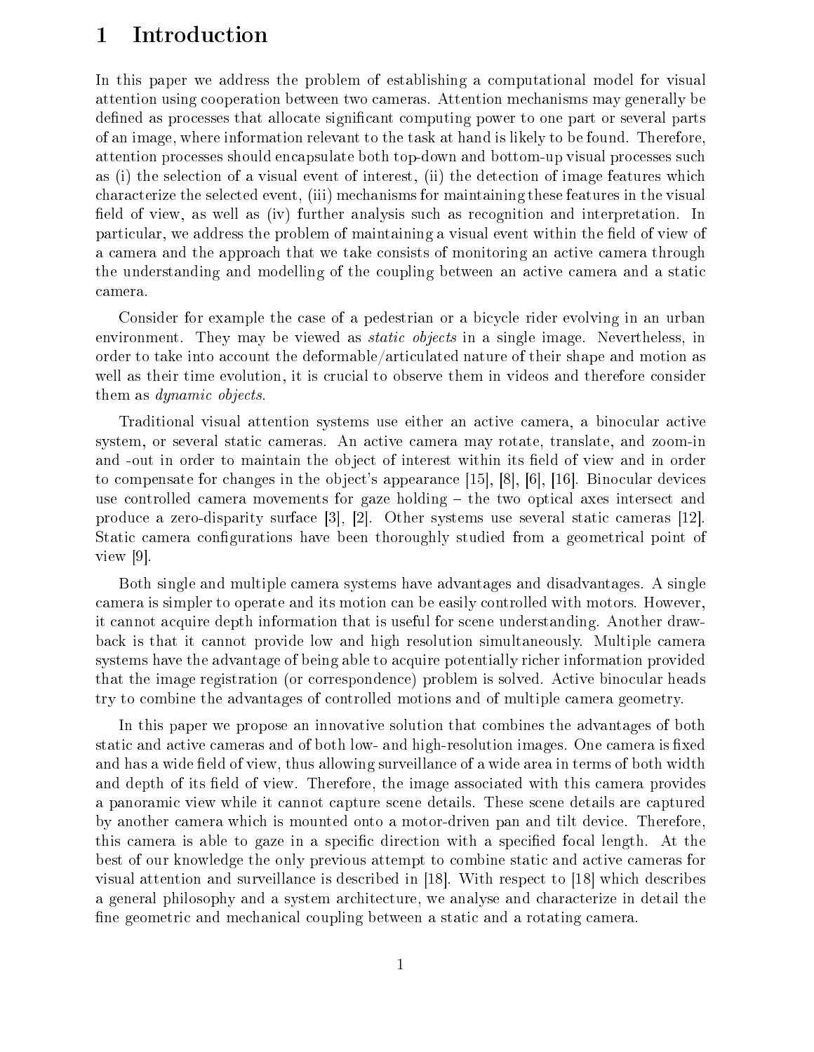# 1 Introduction

In this paper we address the problem of establishing a computational model for visual attention using cooperation between two cameras. Attention mechanisms may generally be defined as processes that allocate significant computing power to one part or several parts of an image, where information relevant to the task at hand is likely to be found. Therefore, attention processes should encapsulate both top-down and bottom-up visual processes such as (i) the selection of a visual event of interest, (ii) the detection of image features which characterize the selected event, (iii) mechanisms for maintaining these features in the visual field of view, as well as (iv) further analysis such as recognition and interpretation. In particular, we address the problem of maintaining a visual event within the field of view of a camera and the approach that we take consists of monitoring an active camera through the understanding and modelling of the coupling between an active camera and a static camera.

Consider for example the case of a pedestrian or a bicycle rider evolving in an urban environment. They may be viewed as *static objects* in a single image. Nevertheless, in order to take into account the deformable/articulated nature of their shape and motion as well as their time evolution, it is crucial to observe them in videos and therefore consider them as *dynamic objects*.

Traditional visual attention systems use either an active camera, a binocular active system, or several static cameras. An active camera may rotate, translate, and zoom-in and -out in order to maintain the object of interest within its field of view and in order to compensate for changes in the object's appearance [15], [8], [6], [16]. Binocular devices use controlled camera movements for gaze holding – the two optical axes intersect and produce a zero-disparity surface [3], [2]. Other systems use several static cameras [12]. Static camera configurations have been thoroughly studied from a geometrical point of view [9].

Both single and multiple camera systems have advantages and disadvantages. A single camera is simpler to operate and its motion can be easily controlled with motors. However, it cannot acquire depth information that is useful for scene understanding. Another drawback is that it cannot provide low and high resolution simultaneously. Multiple camera systems have the advantage of being able to acquire potentially richer information provided that the image registration (or correspondence) problem is solved. Active binocular heads try to combine the advantages of controlled motions and of multiple camera geometry.

In this paper we propose an innovative solution that combines the advantages of both static and active cameras and of both low- and high-resolution images. One camera is fixed and has a wide field of view, thus allowing surveillance of a wide area in terms of both width and depth of its field of view. Therefore, the image associated with this camera provides a panoramic view while it cannot capture scene details. These scene details are captured by another camera which is mounted onto a motor-driven pan and tilt device. Therefore, this camera is able to gaze in a specific direction with a specified focal length. At the best of our knowledge the only previous attempt to combine static and active cameras for visual attention and surveillance is described in [18]. With respect to [18] which describes a general philosophy and a system architecture, we analyse and characterize in detail the fine geometric and mechanical coupling between a static and a rotating camera.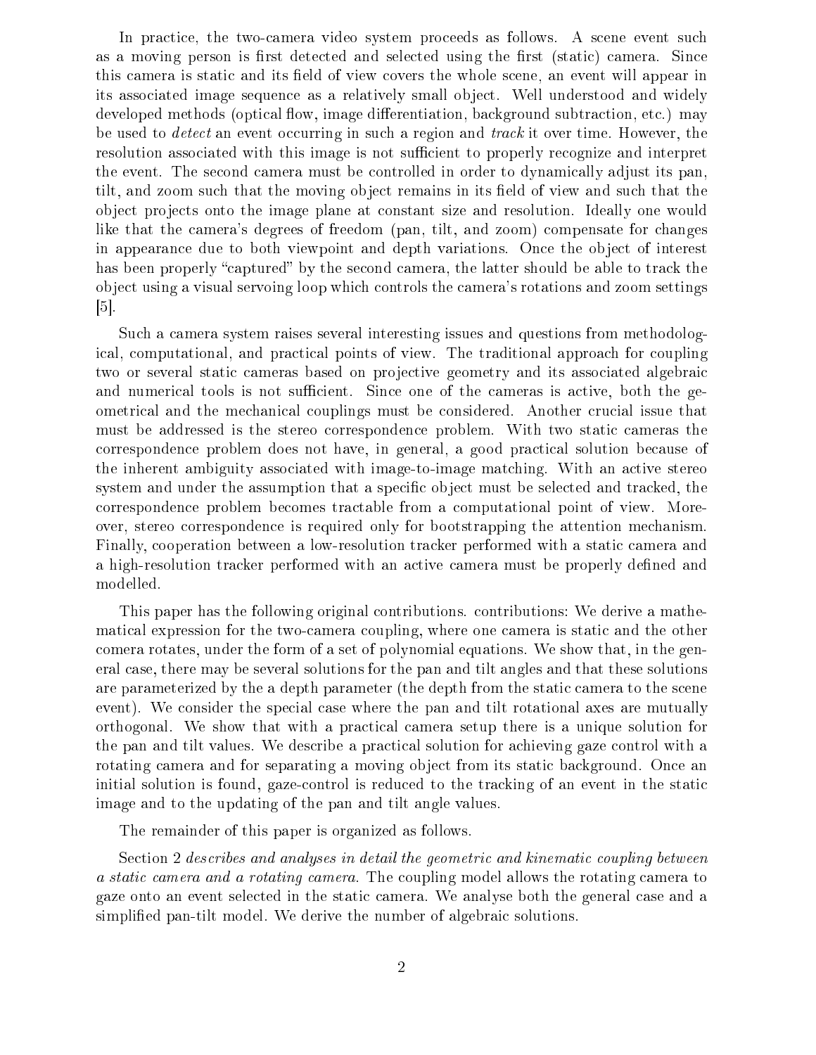In practice, the two-camera video system proceeds as follows. A scene event such as a moving person is first detected and selected using the first (static) camera. Since this camera is static and its field of view covers the whole scene, an event will appear in its associated image sequence as a relatively small object. Well understood and widely developed methods (optical flow, image differentiation, background subtraction, etc.) may be used to *detect* an event occurring in such a region and *track* it over time. However, the resolution associated with this image is not sufficient to properly recognize and interpret the event. The second camera must be controlled in order to dynamically adjust its pan, tilt, and zoom such that the moving object remains in its field of view and such that the object projects onto the image plane at constant size and resolution. Ideally one would like that the camera's degrees of freedom (pan, tilt, and zoom) compensate for changes in appearance due to both viewpoint and depth variations. Once the object of interest has been properly "captured" by the second camera, the latter should be able to track the object using a visual servoing loop which controls the camera's rotations and zoom settings [5].

Such a camera system raises several interesting issues and questions from methodological, computational, and practical points of view. The traditional approach for coupling two or several static cameras based on projective geometry and its associated algebraic and numerical tools is not sufficient. Since one of the cameras is active, both the geometrical and the mechanical couplings must be considered. Another crucial issue that must be addressed is the stereo correspondence problem. With two static cameras the correspondence problem does not have, in general, a good practical solution because of the inherent ambiguity associated with image-to-image matching. With an active stereo system and under the assumption that a specific object must be selected and tracked, the correspondence problem becomes tractable from a computational point of view. Moreover, stereo correspondence is required only for bootstrapping the attention mechanism. Finally, cooperation between a low-resolution tracker performed with a static camera and a high-resolution tracker performed with an active camera must be properly defined and modelled.

This paper has the following original contributions. contributions: We derive a mathematical expression for the two-camera coupling, where one camera is static and the other comera rotates, under the form of a set of polynomial equations. We show that, in the general case, there may be several solutions for the pan and tilt angles and that these solutions are parameterized by the a depth parameter (the depth from the static camera to the scene event). We consider the special case where the pan and tilt rotational axes are mutually orthogonal. We show that with a practical camera setup there is a unique solution for the pan and tilt values. We describe a practical solution for achieving gaze control with a rotating camera and for separating a moving object from its static background. Once an initial solution is found, gaze-control is reduced to the tracking of an event in the static image and to the updating of the pan and tilt angle values.

The remainder of this paper is organized as follows.

Section 2 *describes and analyses in detail the geometric and kinematic coupling between a static camera and a rotating camera*. The coupling model allows the rotating camera to gaze onto an event selected in the static camera. We analyse both the general case and a simplified pan-tilt model. We derive the number of algebraic solutions.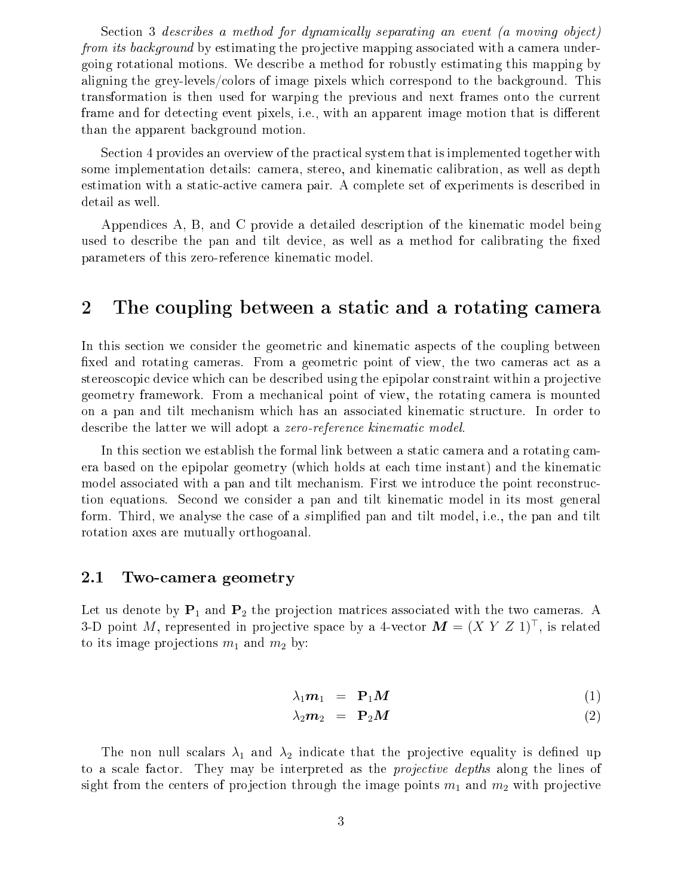Section 3 *describes a method for dynamically separating an event (a moving object) from its background* by estimating the projective mapping associated with a camera undergoing rotational motions. We describe a method for robustly estimating this mapping by aligning the grey-levels/colors of image pixels which correspond to the background. This transformation is then used for warping the previous and next frames onto the current frame and for detecting event pixels, i.e., with an apparent image motion that is different than the apparent background motion.

Section 4 provides an overview of the practical system that is implemented together with some implementation details: camera, stereo, and kinematic calibration, as well as depth estimation with a static-active camera pair. A complete set of experiments is described in detail as well.

Appendices A, B, and C provide a detailed description of the kinematic model being used to describe the pan and tilt device, as well as a method for calibrating the fixed parameters of this zero-reference kinematic model.

## 2 The coupling between a static and a rotating camera

In this section we consider the geometric and kinematic aspects of the coupling between fixed and rotating cameras. From a geometric point of view, the two cameras act as a stereoscopic device which can be described using the epipolar constraint within a projective geometry framework. From a mechanical point of view, the rotating camera is mounted on a pan and tilt mechanism which has an associated kinematic structure. In order to describe the latter we will adopt a *zero-reference kinematic model*.

In this section we establish the formal link between a static camera and a rotating camera based on the epipolar geometry (which holds at each time instant) and the kinematic model associated with a pan and tilt mechanism. First we introduce the point reconstruction equations. Second we consider a pan and tilt kinematic model in its most general form. Third, we analyse the case of a *s*implified pan and tilt model, i.e., the pan and tilt rotation axes are mutually orthogoanal.

### 2.1 Two-camera geometry

Let us denote by $\mathbf{P}_1$ and $\mathbf{P}_2$ the projection matrices associated with the two cameras. A 3-D point $M$, represented in projective space by a 4-vector $\boldsymbol{M} = (X\ Y\ Z\ 1)^\top$, is related to its image projections $m_1$ and $m_2$ by:

$$\lambda_1 \boldsymbol{m}_1 = \mathbf{P}_1 \boldsymbol{M} \tag{1}$$

$$\lambda_2 \boldsymbol{m}_2 = \mathbf{P}_2 \boldsymbol{M} \tag{2}$$

The non null scalars $\lambda_1$ and $\lambda_2$ indicate that the projective equality is defined up to a scale factor. They may be interpreted as the *projective depths* along the lines of sight from the centers of projection through the image points $m_1$ and $m_2$ with projective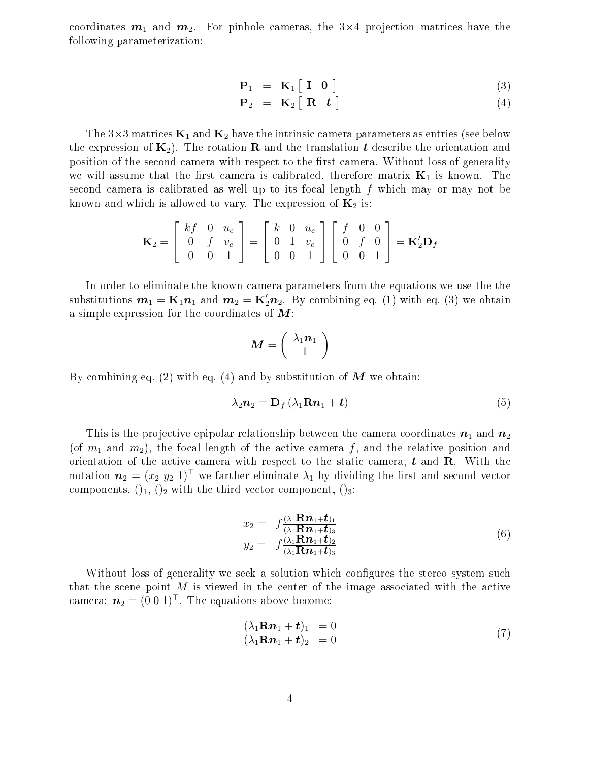coordinates $\boldsymbol{m}_1$ and $\boldsymbol{m}_2$. For pinhole cameras, the 3×4 projection matrices have the following parameterization:

$$
\begin{aligned}
\mathbf{P}_1 &= \mathbf{K}_1 \left[ \begin{array}{cc} \mathbf{I} & \mathbf{0} \end{array} \right] && (3) \\
\mathbf{P}_2 &= \mathbf{K}_2 \left[ \begin{array}{cc} \mathbf{R} & \boldsymbol{t} \end{array} \right] && (4)
\end{aligned}
$$

The 3×3 matrices $\mathbf{K}_1$ and $\mathbf{K}_2$ have the intrinsic camera parameters as entries (see below the expression of $\mathbf{K}_2$). The rotation $\mathbf{R}$ and the translation $\boldsymbol{t}$ describe the orientation and position of the second camera with respect to the first camera. Without loss of generality we will assume that the first camera is calibrated, therefore matrix $\mathbf{K}_1$ is known. The second camera is calibrated as well up to its focal length $f$ which may or may not be known and which is allowed to vary. The expression of $\mathbf{K}_2$ is:

$$
\mathbf{K}_2 = \left[ \begin{array}{ccc} kf & 0 & u_c \\ 0 & f & v_c \\ 0 & 0 & 1 \end{array} \right] = \left[ \begin{array}{ccc} k & 0 & u_c \\ 0 & 1 & v_c \\ 0 & 0 & 1 \end{array} \right] \left[ \begin{array}{ccc} f & 0 & 0 \\ 0 & f & 0 \\ 0 & 0 & 1 \end{array} \right] = \mathbf{K}_2' \mathbf{D}_f
$$

In order to eliminate the known camera parameters from the equations we use the the substitutions $\boldsymbol{m}_1 = \mathbf{K}_1 \boldsymbol{n}_1$ and $\boldsymbol{m}_2 = \mathbf{K}_2' \boldsymbol{n}_2$. By combining eq. (1) with eq. (3) we obtain a simple expression for the coordinates of $\boldsymbol{M}$:

$$
\boldsymbol{M} = \left( \begin{array}{c} \lambda_1 \boldsymbol{n}_1 \\ 1 \end{array} \right)
$$

By combining eq. (2) with eq. (4) and by substitution of $\boldsymbol{M}$ we obtain:

$$
\lambda_2 \boldsymbol{n}_2 = \mathbf{D}_f \left( \lambda_1 \mathbf{R} \boldsymbol{n}_1 + \boldsymbol{t} \right) \tag{5}
$$

This is the projective epipolar relationship between the camera coordinates $\boldsymbol{n}_1$ and $\boldsymbol{n}_2$ (of $m_1$ and $m_2$), the focal length of the active camera $f$, and the relative position and orientation of the active camera with respect to the static camera, $\boldsymbol{t}$ and $\mathbf{R}$. With the notation $\boldsymbol{n}_2 = (x_2 \; y_2 \; 1)^\top$ we farther eliminate $\lambda_1$ by dividing the first and second vector components, $()_1$, $()_2$ with the third vector component, $()_3$:

$$
\begin{aligned}
x_2 &= f \frac{(\lambda_1 \mathbf{R} \boldsymbol{n}_1 + \boldsymbol{t})_1}{(\lambda_1 \mathbf{R} \boldsymbol{n}_1 + \boldsymbol{t})_3} \\
y_2 &= f \frac{(\lambda_1 \mathbf{R} \boldsymbol{n}_1 + \boldsymbol{t})_2}{(\lambda_1 \mathbf{R} \boldsymbol{n}_1 + \boldsymbol{t})_3}
\end{aligned} \tag{6}
$$

Without loss of generality we seek a solution which configures the stereo system such that the scene point $M$ is viewed in the center of the image associated with the active camera: $\boldsymbol{n}_2 = (0 \; 0 \; 1)^\top$. The equations above become:

$$
\begin{aligned}
(\lambda_1 \mathbf{R} \boldsymbol{n}_1 + \boldsymbol{t})_1 &= 0 \\
(\lambda_1 \mathbf{R} \boldsymbol{n}_1 + \boldsymbol{t})_2 &= 0
\end{aligned} \tag{7}
$$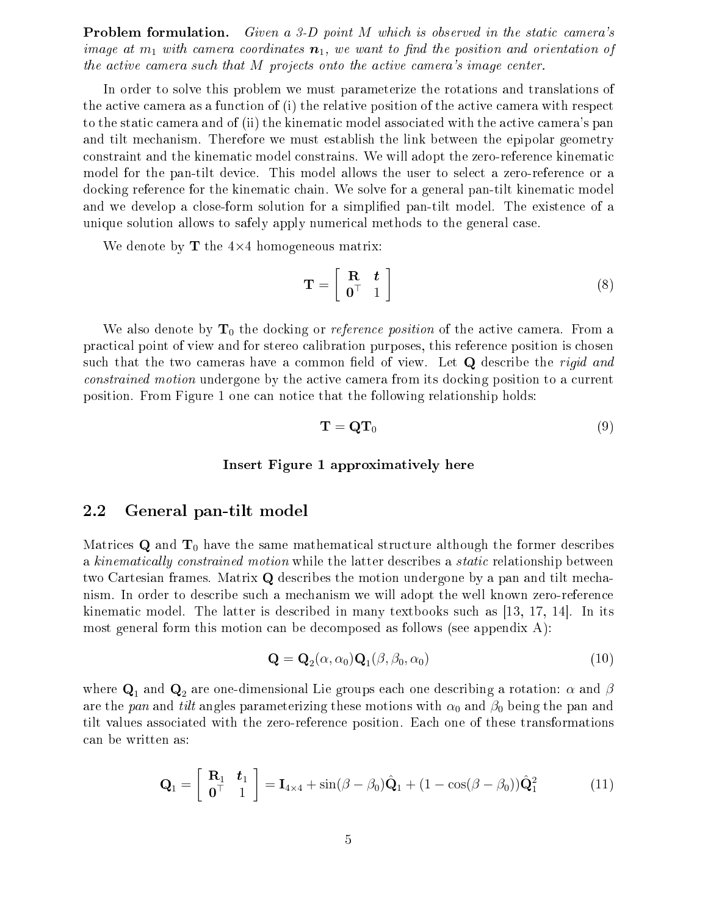**Problem formulation.** *Given a 3-D point $M$ which is observed in the static camera's image at $m_1$ with camera coordinates $\boldsymbol{n}_1$, we want to find the position and orientation of the active camera such that $M$ projects onto the active camera's image center.*

In order to solve this problem we must parameterize the rotations and translations of the active camera as a function of (i) the relative position of the active camera with respect to the static camera and of (ii) the kinematic model associated with the active camera's pan and tilt mechanism. Therefore we must establish the link between the epipolar geometry constraint and the kinematic model constrains. We will adopt the zero-reference kinematic model for the pan-tilt device. This model allows the user to select a zero-reference or a docking reference for the kinematic chain. We solve for a general pan-tilt kinematic model and we develop a close-form solution for a simplified pan-tilt model. The existence of a unique solution allows to safely apply numerical methods to the general case.

We denote by $\mathbf{T}$ the $4 \times 4$ homogeneous matrix:

$$\mathbf{T} = \begin{bmatrix} \mathbf{R} & \boldsymbol{t} \\ \mathbf{0}^\top & 1 \end{bmatrix} \tag{8}$$

We also denote by $\mathbf{T}_0$ the docking or *reference position* of the active camera. From a practical point of view and for stereo calibration purposes, this reference position is chosen such that the two cameras have a common field of view. Let $\mathbf{Q}$ describe the *rigid and constrained motion* undergone by the active camera from its docking position to a current position. From Figure 1 one can notice that the following relationship holds:

$$\mathbf{T} = \mathbf{Q}\mathbf{T}_0 \tag{9}$$

**Insert Figure 1 approximatively here**

## 2.2 General pan-tilt model

Matrices $\mathbf{Q}$ and $\mathbf{T}_0$ have the same mathematical structure although the former describes a *kinematically constrained motion* while the latter describes a *static* relationship between two Cartesian frames. Matrix $\mathbf{Q}$ describes the motion undergone by a pan and tilt mechanism. In order to describe such a mechanism we will adopt the well known zero-reference kinematic model. The latter is described in many textbooks such as [13, 17, 14]. In its most general form this motion can be decomposed as follows (see appendix A):

$$\mathbf{Q} = \mathbf{Q}_2(\alpha, \alpha_0)\mathbf{Q}_1(\beta, \beta_0, \alpha_0) \tag{10}$$

where $\mathbf{Q}_1$ and $\mathbf{Q}_2$ are one-dimensional Lie groups each one describing a rotation: $\alpha$ and $\beta$ are the *pan* and *tilt* angles parameterizing these motions with $\alpha_0$ and $\beta_0$ being the pan and tilt values associated with the zero-reference position. Each one of these transformations can be written as:

$$\mathbf{Q}_1 = \begin{bmatrix} \mathbf{R}_1 & \boldsymbol{t}_1 \\ \mathbf{0}^\top & 1 \end{bmatrix} = \mathbf{I}_{4\times 4} + \sin(\beta - \beta_0)\hat{\mathbf{Q}}_1 + (1 - \cos(\beta - \beta_0))\hat{\mathbf{Q}}_1^2 \tag{11}$$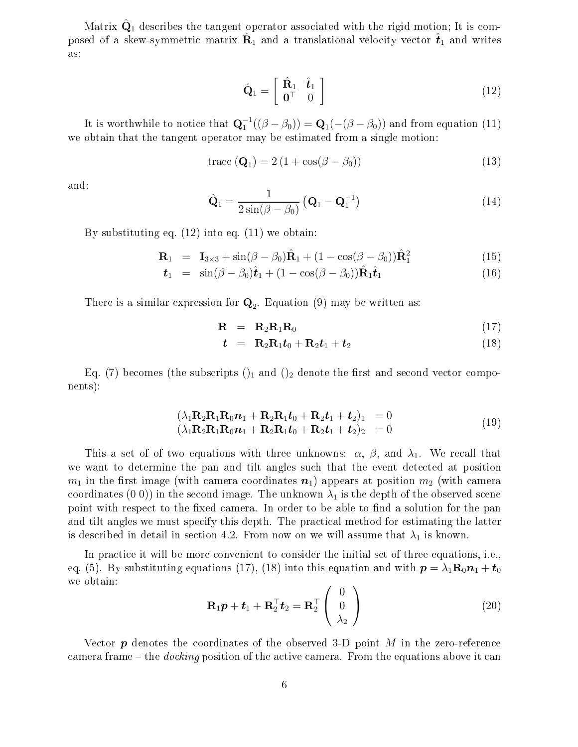Matrix $\hat{\mathbf{Q}}_1$ describes the tangent operator associated with the rigid motion; It is composed of a skew-symmetric matrix $\hat{\mathbf{R}}_1$ and a translational velocity vector $\hat{\boldsymbol{t}}_1$ and writes as:

$$\hat{\mathbf{Q}}_1 = \begin{bmatrix} \hat{\mathbf{R}}_1 & \hat{\boldsymbol{t}}_1 \\ \mathbf{0}^\top & 0 \end{bmatrix} \tag{12}$$

It is worthwhile to notice that $\mathbf{Q}_1^{-1}((\beta - \beta_0)) = \mathbf{Q}_1(-(\beta - \beta_0))$ and from equation (11) we obtain that the tangent operator may be estimated from a single motion:

$$\text{trace}\,(\mathbf{Q}_1) = 2\,(1 + \cos(\beta - \beta_0)) \tag{13}$$

and:

$$\hat{\mathbf{Q}}_1 = \frac{1}{2\sin(\beta - \beta_0)} \left( \mathbf{Q}_1 - \mathbf{Q}_1^{-1} \right) \tag{14}$$

By substituting eq. (12) into eq. (11) we obtain:

$$\mathbf{R}_1 = \mathbf{I}_{3\times 3} + \sin(\beta - \beta_0)\hat{\mathbf{R}}_1 + (1 - \cos(\beta - \beta_0))\hat{\mathbf{R}}_1^2 \tag{15}$$

$$\boldsymbol{t}_1 = \sin(\beta - \beta_0)\hat{\boldsymbol{t}}_1 + (1 - \cos(\beta - \beta_0))\hat{\mathbf{R}}_1\hat{\boldsymbol{t}}_1 \tag{16}$$

There is a similar expression for $\mathbf{Q}_2$. Equation (9) may be written as:

$$\mathbf{R} = \mathbf{R}_2\mathbf{R}_1\mathbf{R}_0 \tag{17}$$

$$\boldsymbol{t} = \mathbf{R}_2\mathbf{R}_1\boldsymbol{t}_0 + \mathbf{R}_2\boldsymbol{t}_1 + \boldsymbol{t}_2 \tag{18}$$

Eq. (7) becomes (the subscripts $()_1$ and $()_2$ denote the first and second vector components):

$$\begin{aligned} (\lambda_1\mathbf{R}_2\mathbf{R}_1\mathbf{R}_0\boldsymbol{n}_1 + \mathbf{R}_2\mathbf{R}_1\boldsymbol{t}_0 + \mathbf{R}_2\boldsymbol{t}_1 + \boldsymbol{t}_2)_1 &= 0 \\ (\lambda_1\mathbf{R}_2\mathbf{R}_1\mathbf{R}_0\boldsymbol{n}_1 + \mathbf{R}_2\mathbf{R}_1\boldsymbol{t}_0 + \mathbf{R}_2\boldsymbol{t}_1 + \boldsymbol{t}_2)_2 &= 0 \end{aligned} \tag{19}$$

This a set of of two equations with three unknowns: $\alpha$, $\beta$, and $\lambda_1$. We recall that we want to determine the pan and tilt angles such that the event detected at position $m_1$ in the first image (with camera coordinates $\boldsymbol{n}_1$) appears at position $m_2$ (with camera coordinates (0 0)) in the second image. The unknown $\lambda_1$ is the depth of the observed scene point with respect to the fixed camera. In order to be able to find a solution for the pan and tilt angles we must specify this depth. The practical method for estimating the latter is described in detail in section 4.2. From now on we will assume that $\lambda_1$ is known.

In practice it will be more convenient to consider the initial set of three equations, i.e., eq. (5). By substituting equations (17), (18) into this equation and with $\boldsymbol{p} = \lambda_1\mathbf{R}_0\boldsymbol{n}_1 + \boldsymbol{t}_0$ we obtain:

$$\mathbf{R}_1\boldsymbol{p} + \boldsymbol{t}_1 + \mathbf{R}_2^\top\boldsymbol{t}_2 = \mathbf{R}_2^\top \begin{pmatrix} 0 \\ 0 \\ \lambda_2 \end{pmatrix} \tag{20}$$

Vector $\boldsymbol{p}$ denotes the coordinates of the observed 3-D point $M$ in the zero-reference camera frame – the *docking* position of the active camera. From the equations above it can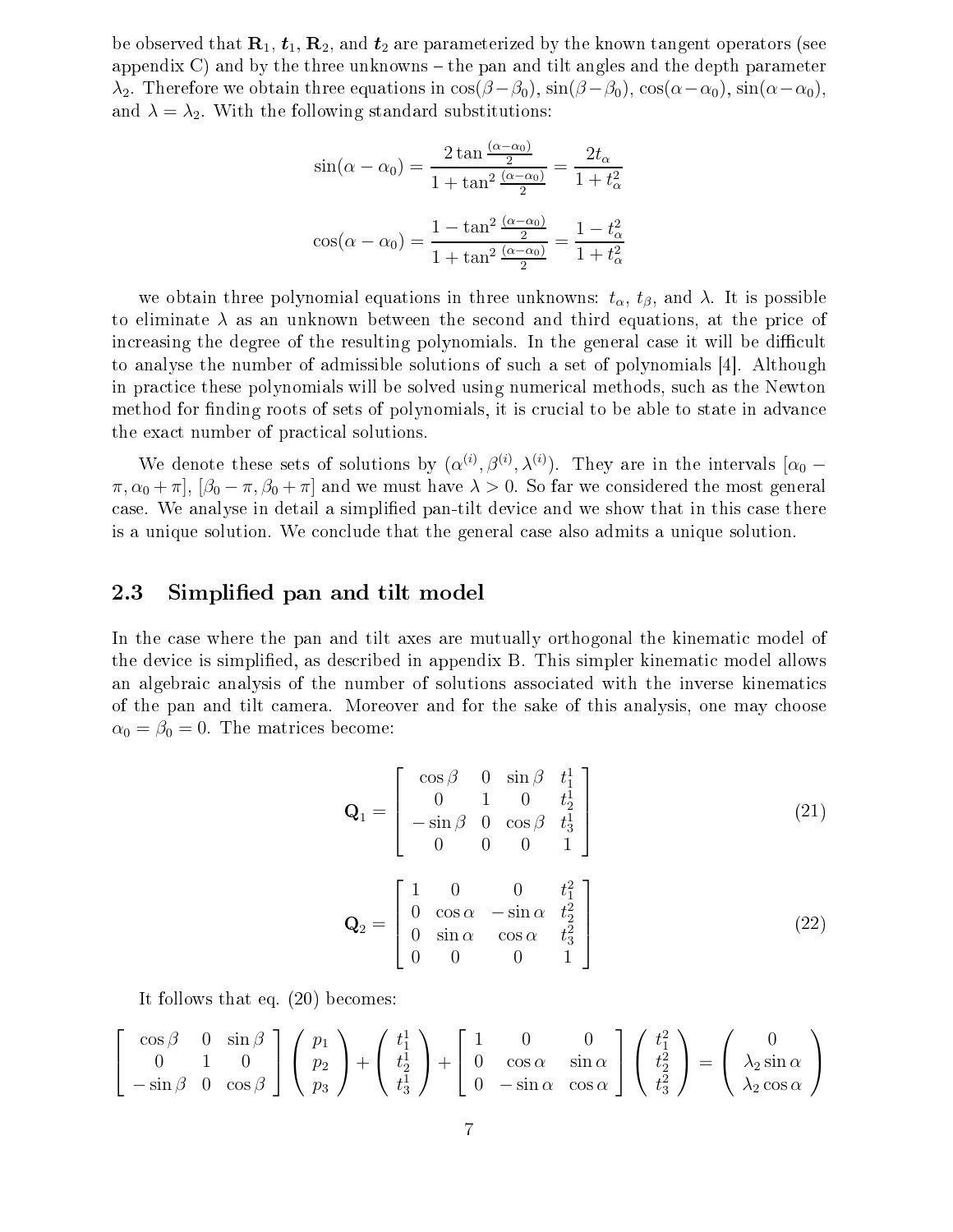be observed that $\mathbf{R}_1$, $\boldsymbol{t}_1$, $\mathbf{R}_2$, and $\boldsymbol{t}_2$ are parameterized by the known tangent operators (see appendix C) and by the three unknowns – the pan and tilt angles and the depth parameter $\lambda_2$. Therefore we obtain three equations in $\cos(\beta-\beta_0)$, $\sin(\beta-\beta_0)$, $\cos(\alpha-\alpha_0)$, $\sin(\alpha-\alpha_0)$, and $\lambda = \lambda_2$. With the following standard substitutions:

$$\sin(\alpha-\alpha_0) = \frac{2\tan\frac{(\alpha-\alpha_0)}{2}}{1+\tan^2\frac{(\alpha-\alpha_0)}{2}} = \frac{2t_\alpha}{1+t_\alpha^2}$$

$$\cos(\alpha-\alpha_0) = \frac{1-\tan^2\frac{(\alpha-\alpha_0)}{2}}{1+\tan^2\frac{(\alpha-\alpha_0)}{2}} = \frac{1-t_\alpha^2}{1+t_\alpha^2}$$

we obtain three polynomial equations in three unknowns: $t_\alpha$, $t_\beta$, and $\lambda$. It is possible to eliminate $\lambda$ as an unknown between the second and third equations, at the price of increasing the degree of the resulting polynomials. In the general case it will be difficult to analyse the number of admissible solutions of such a set of polynomials [4]. Although in practice these polynomials will be solved using numerical methods, such as the Newton method for finding roots of sets of polynomials, it is crucial to be able to state in advance the exact number of practical solutions.

We denote these sets of solutions by $(\alpha^{(i)}, \beta^{(i)}, \lambda^{(i)})$. They are in the intervals $[\alpha_0 - \pi, \alpha_0 + \pi]$, $[\beta_0 - \pi, \beta_0 + \pi]$ and we must have $\lambda > 0$. So far we considered the most general case. We analyse in detail a simplified pan-tilt device and we show that in this case there is a unique solution. We conclude that the general case also admits a unique solution.

## 2.3 Simplified pan and tilt model

In the case where the pan and tilt axes are mutually orthogonal the kinematic model of the device is simplified, as described in appendix B. This simpler kinematic model allows an algebraic analysis of the number of solutions associated with the inverse kinematics of the pan and tilt camera. Moreover and for the sake of this analysis, one may choose $\alpha_0 = \beta_0 = 0$. The matrices become:

$$\mathbf{Q}_1 = \begin{bmatrix} \cos\beta & 0 & \sin\beta & t_1^1 \\ 0 & 1 & 0 & t_2^1 \\ -\sin\beta & 0 & \cos\beta & t_3^1 \\ 0 & 0 & 0 & 1 \end{bmatrix} \tag{21}$$

$$\mathbf{Q}_2 = \begin{bmatrix} 1 & 0 & 0 & t_1^2 \\ 0 & \cos\alpha & -\sin\alpha & t_2^2 \\ 0 & \sin\alpha & \cos\alpha & t_3^2 \\ 0 & 0 & 0 & 1 \end{bmatrix} \tag{22}$$

It follows that eq. (20) becomes:

$$\begin{bmatrix} \cos\beta & 0 & \sin\beta \\ 0 & 1 & 0 \\ -\sin\beta & 0 & \cos\beta \end{bmatrix} \begin{pmatrix} p_1 \\ p_2 \\ p_3 \end{pmatrix} + \begin{pmatrix} t_1^1 \\ t_2^1 \\ t_3^1 \end{pmatrix} + \begin{bmatrix} 1 & 0 & 0 \\ 0 & \cos\alpha & \sin\alpha \\ 0 & -\sin\alpha & \cos\alpha \end{bmatrix} \begin{pmatrix} t_1^2 \\ t_2^2 \\ t_3^2 \end{pmatrix} = \begin{pmatrix} 0 \\ \lambda_2\sin\alpha \\ \lambda_2\cos\alpha \end{pmatrix}$$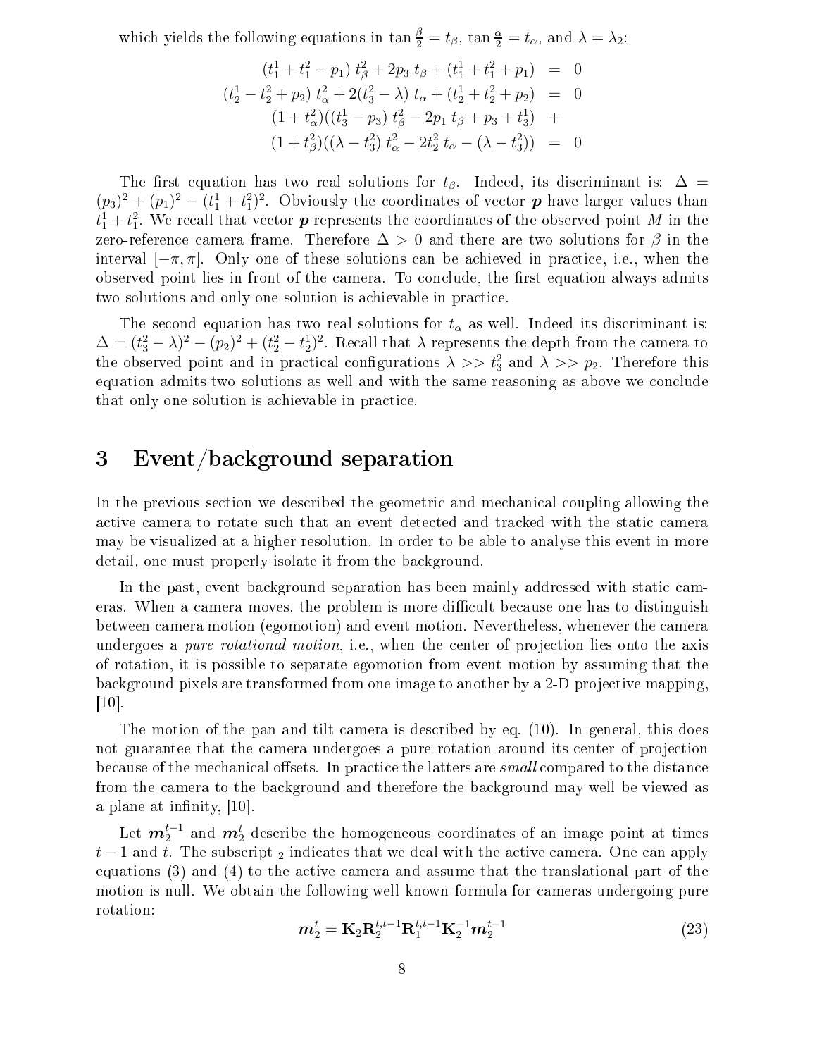which yields the following equations in $\tan\frac{\beta}{2} = t_\beta$, $\tan\frac{\alpha}{2} = t_\alpha$, and $\lambda = \lambda_2$:

$$
\begin{aligned}
(t_1^1 + t_1^2 - p_1)\, t_\beta^2 + 2p_3\, t_\beta + (t_1^1 + t_1^2 + p_1) &= 0 \\
(t_2^1 - t_2^2 + p_2)\, t_\alpha^2 + 2(t_3^2 - \lambda)\, t_\alpha + (t_2^1 + t_2^2 + p_2) &= 0 \\
(1 + t_\alpha^2)((t_3^1 - p_3)\, t_\beta^2 - 2p_1\, t_\beta + p_3 + t_3^1) &+ \\
(1 + t_\beta^2)((\lambda - t_3^2)\, t_\alpha^2 - 2t_2^2\, t_\alpha - (\lambda - t_3^2)) &= 0
\end{aligned}
$$

The first equation has two real solutions for $t_\beta$. Indeed, its discriminant is: $\Delta = (p_3)^2 + (p_1)^2 - (t_1^1 + t_1^2)^2$. Obviously the coordinates of vector $\boldsymbol{p}$ have larger values than $t_1^1 + t_1^2$. We recall that vector $\boldsymbol{p}$ represents the coordinates of the observed point $M$ in the zero-reference camera frame. Therefore $\Delta > 0$ and there are two solutions for $\beta$ in the interval $[-\pi, \pi]$. Only one of these solutions can be achieved in practice, i.e., when the observed point lies in front of the camera. To conclude, the first equation always admits two solutions and only one solution is achievable in practice.

The second equation has two real solutions for $t_\alpha$ as well. Indeed its discriminant is: $\Delta = (t_3^2 - \lambda)^2 - (p_2)^2 + (t_2^2 - t_2^1)^2$. Recall that $\lambda$ represents the depth from the camera to the observed point and in practical configurations $\lambda >> t_3^2$ and $\lambda >> p_2$. Therefore this equation admits two solutions as well and with the same reasoning as above we conclude that only one solution is achievable in practice.

# 3 Event/background separation

In the previous section we described the geometric and mechanical coupling allowing the active camera to rotate such that an event detected and tracked with the static camera may be visualized at a higher resolution. In order to be able to analyse this event in more detail, one must properly isolate it from the background.

In the past, event background separation has been mainly addressed with static cameras. When a camera moves, the problem is more difficult because one has to distinguish between camera motion (egomotion) and event motion. Nevertheless, whenever the camera undergoes a *pure rotational motion*, i.e., when the center of projection lies onto the axis of rotation, it is possible to separate egomotion from event motion by assuming that the background pixels are transformed from one image to another by a 2-D projective mapping, [10].

The motion of the pan and tilt camera is described by eq. (10). In general, this does not guarantee that the camera undergoes a pure rotation around its center of projection because of the mechanical offsets. In practice the latters are *small* compared to the distance from the camera to the background and therefore the background may well be viewed as a plane at infinity, [10].

Let $\boldsymbol{m}_2^{t-1}$ and $\boldsymbol{m}_2^t$ describe the homogeneous coordinates of an image point at times $t-1$ and $t$. The subscript $_2$ indicates that we deal with the active camera. One can apply equations (3) and (4) to the active camera and assume that the translational part of the motion is null. We obtain the following well known formula for cameras undergoing pure rotation:

$$
\boldsymbol{m}_2^t = \mathbf{K}_2 \mathbf{R}_2^{t,t-1} \mathbf{R}_1^{t,t-1} \mathbf{K}_2^{-1} \boldsymbol{m}_2^{t-1} \tag{23}
$$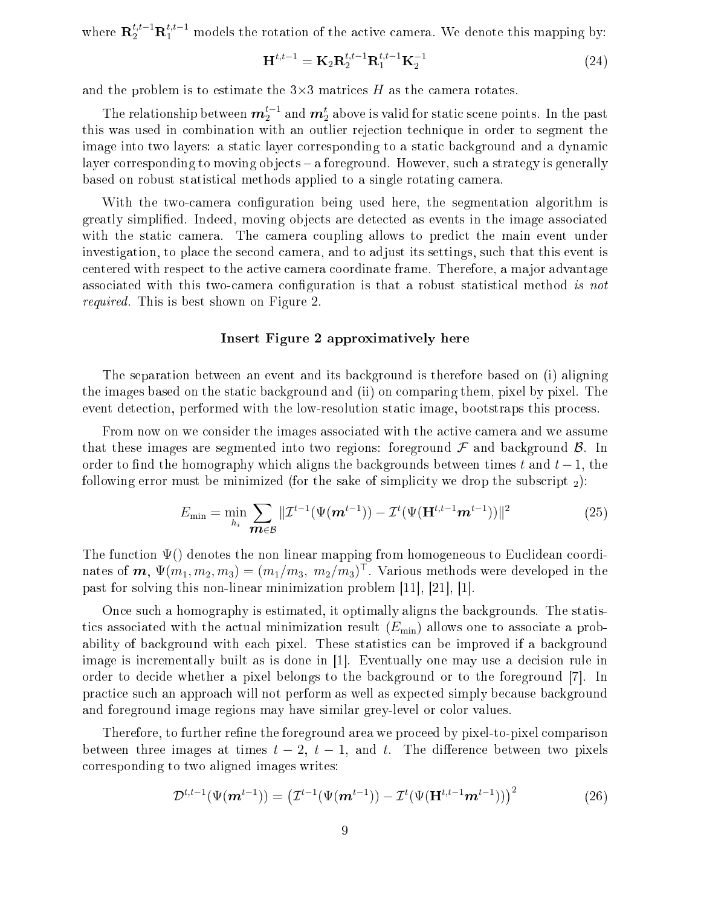where $\mathbf{R}_2^{t,t-1}\mathbf{R}_1^{t,t-1}$ models the rotation of the active camera. We denote this mapping by:

$$\mathbf{H}^{t,t-1} = \mathbf{K}_2\mathbf{R}_2^{t,t-1}\mathbf{R}_1^{t,t-1}\mathbf{K}_2^{-1} \tag{24}$$

and the problem is to estimate the $3\times3$ matrices $H$ as the camera rotates.

The relationship between $\boldsymbol{m}_2^{t-1}$ and $\boldsymbol{m}_2^{t}$ above is valid for static scene points. In the past this was used in combination with an outlier rejection technique in order to segment the image into two layers: a static layer corresponding to a static background and a dynamic layer corresponding to moving objects – a foreground. However, such a strategy is generally based on robust statistical methods applied to a single rotating camera.

With the two-camera configuration being used here, the segmentation algorithm is greatly simplified. Indeed, moving objects are detected as events in the image associated with the static camera. The camera coupling allows to predict the main event under investigation, to place the second camera, and to adjust its settings, such that this event is centered with respect to the active camera coordinate frame. Therefore, a major advantage associated with this two-camera configuration is that a robust statistical method *is not required*. This is best shown on Figure 2.

**Insert Figure 2 approximatively here**

The separation between an event and its background is therefore based on (i) aligning the images based on the static background and (ii) on comparing them, pixel by pixel. The event detection, performed with the low-resolution static image, bootstraps this process.

From now on we consider the images associated with the active camera and we assume that these images are segmented into two regions: foreground $\mathcal{F}$ and background $\mathcal{B}$. In order to find the homography which aligns the backgrounds between times $t$ and $t-1$, the following error must be minimized (for the sake of simplicity we drop the subscript $_2$):

$$E_{\min} = \min_{h_i} \sum_{\boldsymbol{m}\in\mathcal{B}} \|\mathcal{I}^{t-1}(\Psi(\boldsymbol{m}^{t-1})) - \mathcal{I}^{t}(\Psi(\mathbf{H}^{t,t-1}\boldsymbol{m}^{t-1}))\|^2 \tag{25}$$

The function $\Psi()$ denotes the non linear mapping from homogeneous to Euclidean coordinates of $\boldsymbol{m}$, $\Psi(m_1, m_2, m_3) = (m_1/m_3,\ m_2/m_3)^\top$. Various methods were developed in the past for solving this non-linear minimization problem [11], [21], [1].

Once such a homography is estimated, it optimally aligns the backgrounds. The statistics associated with the actual minimization result ($E_{\min}$) allows one to associate a probability of background with each pixel. These statistics can be improved if a background image is incrementally built as is done in [1]. Eventually one may use a decision rule in order to decide whether a pixel belongs to the background or to the foreground [7]. In practice such an approach will not perform as well as expected simply because background and foreground image regions may have similar grey-level or color values.

Therefore, to further refine the foreground area we proceed by pixel-to-pixel comparison between three images at times $t-2$, $t-1$, and $t$. The difference between two pixels corresponding to two aligned images writes:

$$\mathcal{D}^{t,t-1}(\Psi(\boldsymbol{m}^{t-1})) = \left(\mathcal{I}^{t-1}(\Psi(\boldsymbol{m}^{t-1})) - \mathcal{I}^{t}(\Psi(\mathbf{H}^{t,t-1}\boldsymbol{m}^{t-1}))\right)^2 \tag{26}$$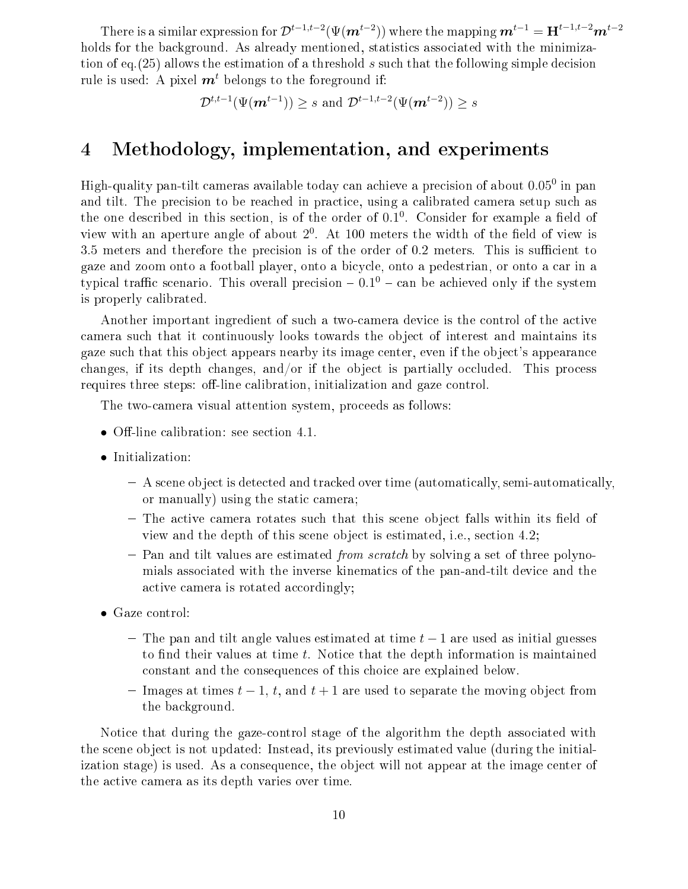There is a similar expression for $\mathcal{D}^{t-1,t-2}(\Psi(\boldsymbol{m}^{t-2}))$ where the mapping $\boldsymbol{m}^{t-1} = \mathbf{H}^{t-1,t-2}\boldsymbol{m}^{t-2}$ holds for the background. As already mentioned, statistics associated with the minimization of eq.(25) allows the estimation of a threshold $s$ such that the following simple decision rule is used: A pixel $\boldsymbol{m}^t$ belongs to the foreground if:

$$\mathcal{D}^{t,t-1}(\Psi(\boldsymbol{m}^{t-1})) \geq s \text{ and } \mathcal{D}^{t-1,t-2}(\Psi(\boldsymbol{m}^{t-2})) \geq s$$

# 4 Methodology, implementation, and experiments

High-quality pan-tilt cameras available today can achieve a precision of about $0.05^0$ in pan and tilt. The precision to be reached in practice, using a calibrated camera setup such as the one described in this section, is of the order of $0.1^0$. Consider for example a field of view with an aperture angle of about $2^0$. At 100 meters the width of the field of view is 3.5 meters and therefore the precision is of the order of 0.2 meters. This is sufficient to gaze and zoom onto a football player, onto a bicycle, onto a pedestrian, or onto a car in a typical traffic scenario. This overall precision – $0.1^0$ – can be achieved only if the system is properly calibrated.

Another important ingredient of such a two-camera device is the control of the active camera such that it continuously looks towards the object of interest and maintains its gaze such that this object appears nearby its image center, even if the object's appearance changes, if its depth changes, and/or if the object is partially occluded. This process requires three steps: off-line calibration, initialization and gaze control.

The two-camera visual attention system, proceeds as follows:

- Off-line calibration: see section 4.1.
- Initialization:
  - A scene object is detected and tracked over time (automatically, semi-automatically, or manually) using the static camera;
  - The active camera rotates such that this scene object falls within its field of view and the depth of this scene object is estimated, i.e., section 4.2;
  - Pan and tilt values are estimated *from scratch* by solving a set of three polynomials associated with the inverse kinematics of the pan-and-tilt device and the active camera is rotated accordingly;
- Gaze control:
  - The pan and tilt angle values estimated at time $t-1$ are used as initial guesses to find their values at time $t$. Notice that the depth information is maintained constant and the consequences of this choice are explained below.
  - Images at times $t-1$, $t$, and $t+1$ are used to separate the moving object from the background.

Notice that during the gaze-control stage of the algorithm the depth associated with the scene object is not updated: Instead, its previously estimated value (during the initialization stage) is used. As a consequence, the object will not appear at the image center of the active camera as its depth varies over time.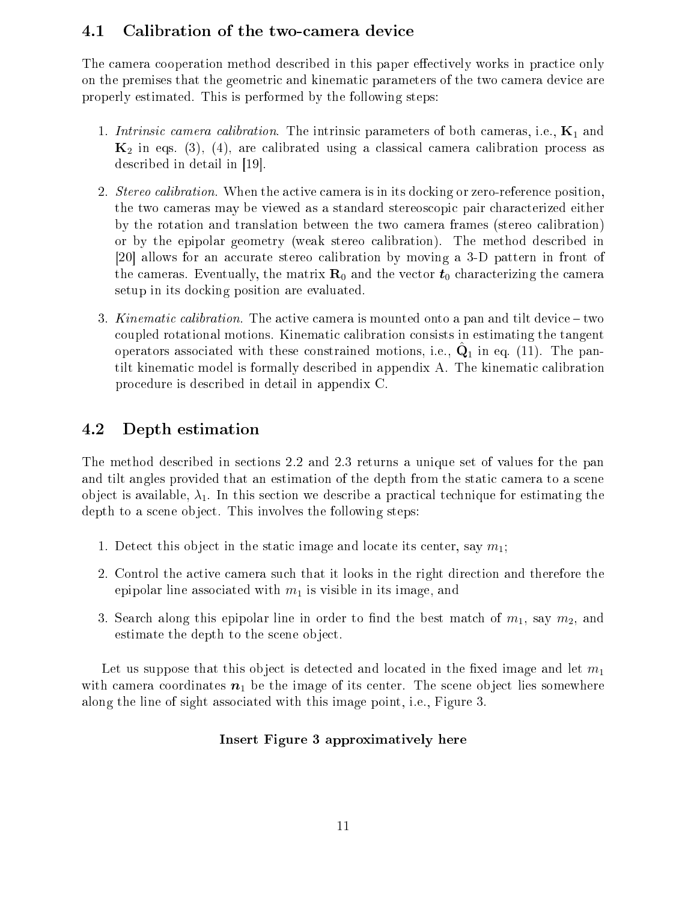## 4.1 Calibration of the two-camera device

The camera cooperation method described in this paper effectively works in practice only on the premises that the geometric and kinematic parameters of the two camera device are properly estimated. This is performed by the following steps:

1. *Intrinsic camera calibration*. The intrinsic parameters of both cameras, i.e., $\mathbf{K}_1$ and $\mathbf{K}_2$ in eqs. (3), (4), are calibrated using a classical camera calibration process as described in detail in [19].

2. *Stereo calibration*. When the active camera is in its docking or zero-reference position, the two cameras may be viewed as a standard stereoscopic pair characterized either by the rotation and translation between the two camera frames (stereo calibration) or by the epipolar geometry (weak stereo calibration). The method described in [20] allows for an accurate stereo calibration by moving a 3-D pattern in front of the cameras. Eventually, the matrix $\mathbf{R}_0$ and the vector $\boldsymbol{t}_0$ characterizing the camera setup in its docking position are evaluated.

3. *Kinematic calibration*. The active camera is mounted onto a pan and tilt device – two coupled rotational motions. Kinematic calibration consists in estimating the tangent operators associated with these constrained motions, i.e., $\hat{\mathbf{Q}}_1$ in eq. (11). The pan-tilt kinematic model is formally described in appendix A. The kinematic calibration procedure is described in detail in appendix C.

## 4.2 Depth estimation

The method described in sections 2.2 and 2.3 returns a unique set of values for the pan and tilt angles provided that an estimation of the depth from the static camera to a scene object is available, $\lambda_1$. In this section we describe a practical technique for estimating the depth to a scene object. This involves the following steps:

1. Detect this object in the static image and locate its center, say $m_1$;

2. Control the active camera such that it looks in the right direction and therefore the epipolar line associated with $m_1$ is visible in its image, and

3. Search along this epipolar line in order to find the best match of $m_1$, say $m_2$, and estimate the depth to the scene object.

Let us suppose that this object is detected and located in the fixed image and let $m_1$ with camera coordinates $\boldsymbol{n}_1$ be the image of its center. The scene object lies somewhere along the line of sight associated with this image point, i.e., Figure 3.

**Insert Figure 3 approximatively here**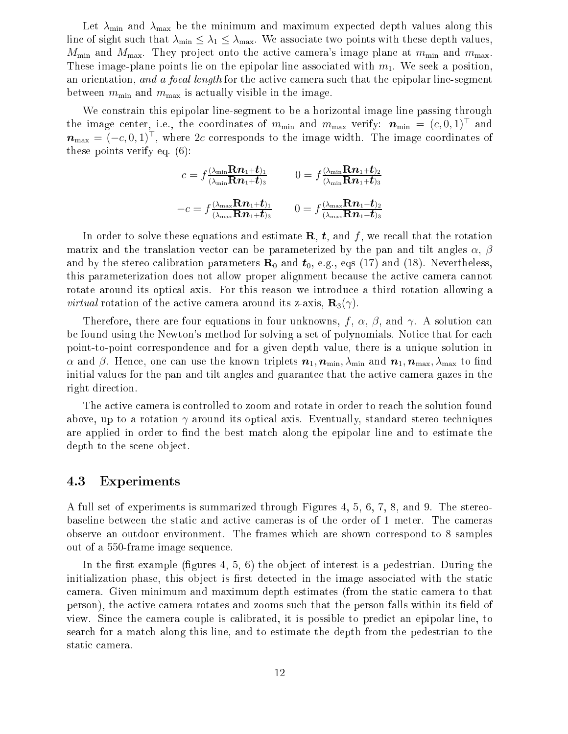Let $\lambda_{\min}$ and $\lambda_{\max}$ be the minimum and maximum expected depth values along this line of sight such that $\lambda_{\min} \leq \lambda_1 \leq \lambda_{\max}$. We associate two points with these depth values, $M_{\min}$ and $M_{\max}$. They project onto the active camera's image plane at $m_{\min}$ and $m_{\max}$. These image-plane points lie on the epipolar line associated with $m_1$. We seek a position, an orientation, *and a focal length* for the active camera such that the epipolar line-segment between $m_{\min}$ and $m_{\max}$ is actually visible in the image.

We constrain this epipolar line-segment to be a horizontal image line passing through the image center, i.e., the coordinates of $m_{\min}$ and $m_{\max}$ verify: $\boldsymbol{n}_{\min} = (c, 0, 1)^\top$ and $\boldsymbol{n}_{\max} = (-c, 0, 1)^\top$, where $2c$ corresponds to the image width. The image coordinates of these points verify eq. (6):

$$c = f \frac{(\lambda_{\min} \mathbf{R} \boldsymbol{n}_1 + \boldsymbol{t})_1}{(\lambda_{\min} \mathbf{R} \boldsymbol{n}_1 + \boldsymbol{t})_3} \qquad 0 = f \frac{(\lambda_{\min} \mathbf{R} \boldsymbol{n}_1 + \boldsymbol{t})_2}{(\lambda_{\min} \mathbf{R} \boldsymbol{n}_1 + \boldsymbol{t})_3}$$

$$-c = f \frac{(\lambda_{\max} \mathbf{R} \boldsymbol{n}_1 + \boldsymbol{t})_1}{(\lambda_{\max} \mathbf{R} \boldsymbol{n}_1 + \boldsymbol{t})_3} \qquad 0 = f \frac{(\lambda_{\max} \mathbf{R} \boldsymbol{n}_1 + \boldsymbol{t})_2}{(\lambda_{\max} \mathbf{R} \boldsymbol{n}_1 + \boldsymbol{t})_3}$$

In order to solve these equations and estimate $\mathbf{R}$, $\boldsymbol{t}$, and $f$, we recall that the rotation matrix and the translation vector can be parameterized by the pan and tilt angles $\alpha$, $\beta$ and by the stereo calibration parameters $\mathbf{R}_0$ and $\boldsymbol{t}_0$, e.g., eqs (17) and (18). Nevertheless, this parameterization does not allow proper alignment because the active camera cannot rotate around its optical axis. For this reason we introduce a third rotation allowing a *virtual* rotation of the active camera around its z-axis, $\mathbf{R}_3(\gamma)$.

Therefore, there are four equations in four unknowns, $f$, $\alpha$, $\beta$, and $\gamma$. A solution can be found using the Newton's method for solving a set of polynomials. Notice that for each point-to-point correspondence and for a given depth value, there is a unique solution in $\alpha$ and $\beta$. Hence, one can use the known triplets $\boldsymbol{n}_1, \boldsymbol{n}_{\min}, \lambda_{\min}$ and $\boldsymbol{n}_1, \boldsymbol{n}_{\max}, \lambda_{\max}$ to find initial values for the pan and tilt angles and guarantee that the active camera gazes in the right direction.

The active camera is controlled to zoom and rotate in order to reach the solution found above, up to a rotation $\gamma$ around its optical axis. Eventually, standard stereo techniques are applied in order to find the best match along the epipolar line and to estimate the depth to the scene object.

### 4.3 Experiments

A full set of experiments is summarized through Figures 4, 5, 6, 7, 8, and 9. The stereo-baseline between the static and active cameras is of the order of 1 meter. The cameras observe an outdoor environment. The frames which are shown correspond to 8 samples out of a 550-frame image sequence.

In the first example (figures 4, 5, 6) the object of interest is a pedestrian. During the initialization phase, this object is first detected in the image associated with the static camera. Given minimum and maximum depth estimates (from the static camera to that person), the active camera rotates and zooms such that the person falls within its field of view. Since the camera couple is calibrated, it is possible to predict an epipolar line, to search for a match along this line, and to estimate the depth from the pedestrian to the static camera.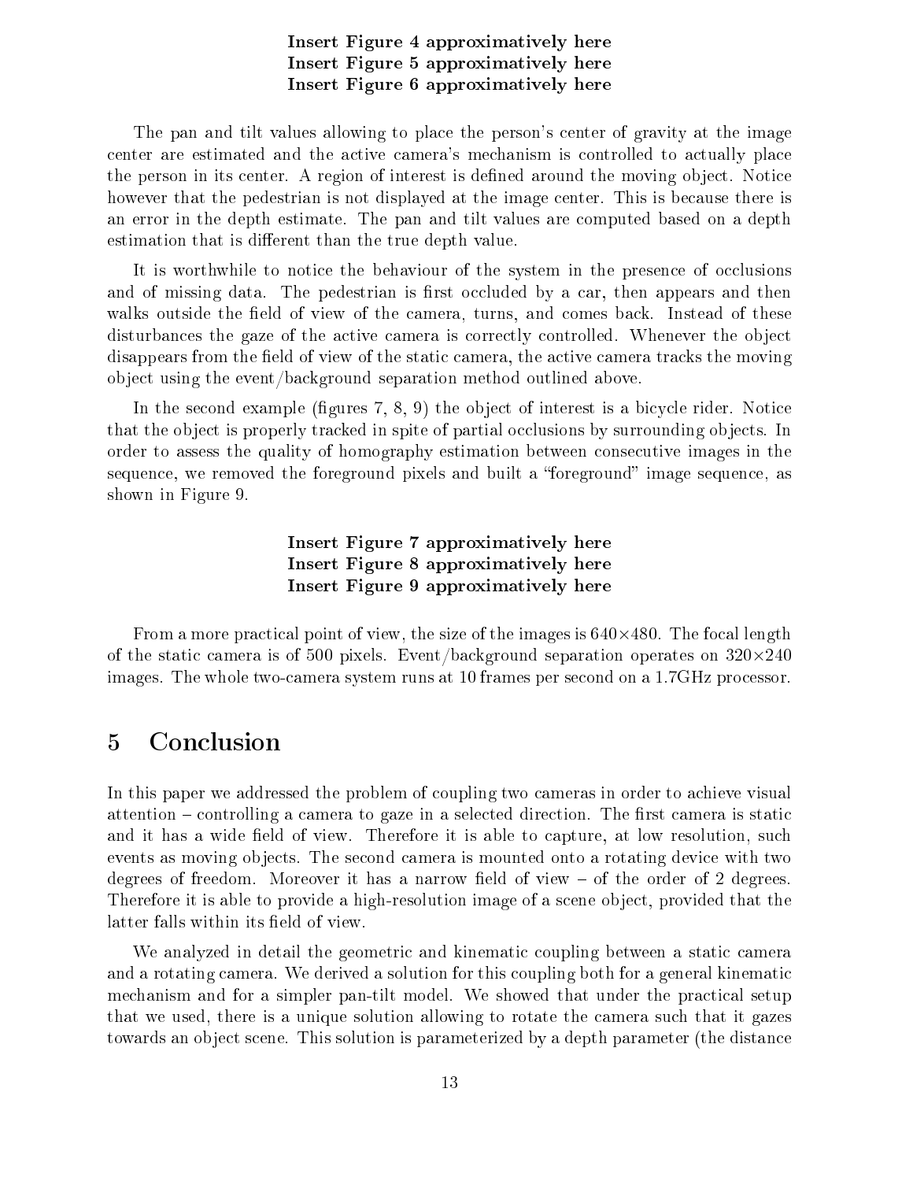**Insert Figure 4 approximatively here**
**Insert Figure 5 approximatively here**
**Insert Figure 6 approximatively here**

The pan and tilt values allowing to place the person's center of gravity at the image center are estimated and the active camera's mechanism is controlled to actually place the person in its center. A region of interest is defined around the moving object. Notice however that the pedestrian is not displayed at the image center. This is because there is an error in the depth estimate. The pan and tilt values are computed based on a depth estimation that is different than the true depth value.

It is worthwhile to notice the behaviour of the system in the presence of occlusions and of missing data. The pedestrian is first occluded by a car, then appears and then walks outside the field of view of the camera, turns, and comes back. Instead of these disturbances the gaze of the active camera is correctly controlled. Whenever the object disappears from the field of view of the static camera, the active camera tracks the moving object using the event/background separation method outlined above.

In the second example (figures 7, 8, 9) the object of interest is a bicycle rider. Notice that the object is properly tracked in spite of partial occlusions by surrounding objects. In order to assess the quality of homography estimation between consecutive images in the sequence, we removed the foreground pixels and built a "foreground" image sequence, as shown in Figure 9.

**Insert Figure 7 approximatively here**
**Insert Figure 8 approximatively here**
**Insert Figure 9 approximatively here**

From a more practical point of view, the size of the images is $640 \times 480$. The focal length of the static camera is of 500 pixels. Event/background separation operates on $320 \times 240$ images. The whole two-camera system runs at 10 frames per second on a 1.7GHz processor.

# 5 Conclusion

In this paper we addressed the problem of coupling two cameras in order to achieve visual attention – controlling a camera to gaze in a selected direction. The first camera is static and it has a wide field of view. Therefore it is able to capture, at low resolution, such events as moving objects. The second camera is mounted onto a rotating device with two degrees of freedom. Moreover it has a narrow field of view – of the order of 2 degrees. Therefore it is able to provide a high-resolution image of a scene object, provided that the latter falls within its field of view.

We analyzed in detail the geometric and kinematic coupling between a static camera and a rotating camera. We derived a solution for this coupling both for a general kinematic mechanism and for a simpler pan-tilt model. We showed that under the practical setup that we used, there is a unique solution allowing to rotate the camera such that it gazes towards an object scene. This solution is parameterized by a depth parameter (the distance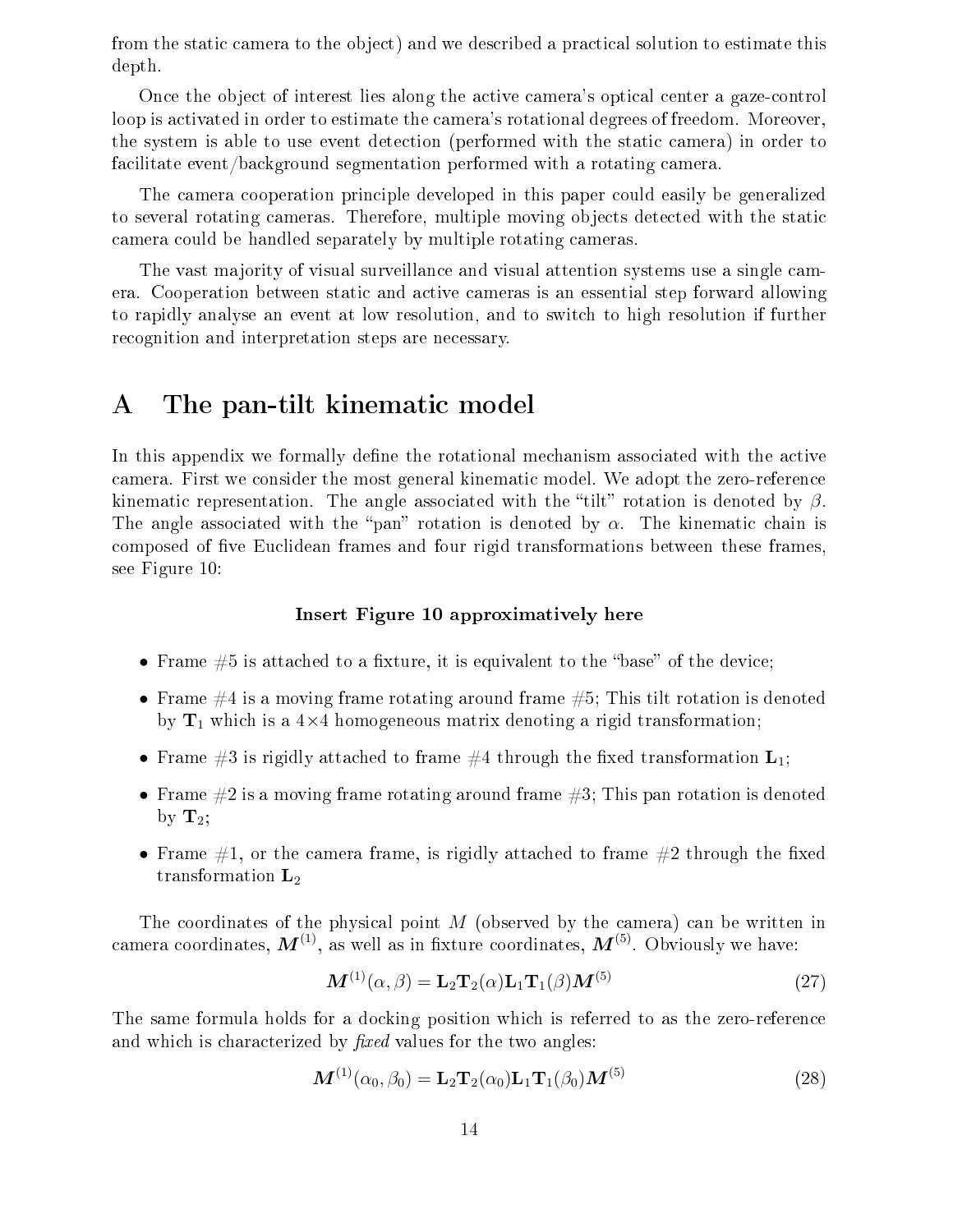from the static camera to the object) and we described a practical solution to estimate this depth.

Once the object of interest lies along the active camera's optical center a gaze-control loop is activated in order to estimate the camera's rotational degrees of freedom. Moreover, the system is able to use event detection (performed with the static camera) in order to facilitate event/background segmentation performed with a rotating camera.

The camera cooperation principle developed in this paper could easily be generalized to several rotating cameras. Therefore, multiple moving objects detected with the static camera could be handled separately by multiple rotating cameras.

The vast majority of visual surveillance and visual attention systems use a single camera. Cooperation between static and active cameras is an essential step forward allowing to rapidly analyse an event at low resolution, and to switch to high resolution if further recognition and interpretation steps are necessary.

# A The pan-tilt kinematic model

In this appendix we formally define the rotational mechanism associated with the active camera. First we consider the most general kinematic model. We adopt the zero-reference kinematic representation. The angle associated with the "tilt" rotation is denoted by $\beta$. The angle associated with the "pan" rotation is denoted by $\alpha$. The kinematic chain is composed of five Euclidean frames and four rigid transformations between these frames, see Figure 10:

**Insert Figure 10 approximatively here**

- Frame #5 is attached to a fixture, it is equivalent to the "base" of the device;
- Frame #4 is a moving frame rotating around frame #5; This tilt rotation is denoted by $\mathbf{T}_1$ which is a $4\times4$ homogeneous matrix denoting a rigid transformation;
- Frame #3 is rigidly attached to frame #4 through the fixed transformation $\mathbf{L}_1$;
- Frame #2 is a moving frame rotating around frame #3; This pan rotation is denoted by $\mathbf{T}_2$;
- Frame #1, or the camera frame, is rigidly attached to frame #2 through the fixed transformation $\mathbf{L}_2$

The coordinates of the physical point $M$ (observed by the camera) can be written in camera coordinates, $\boldsymbol{M}^{(1)}$, as well as in fixture coordinates, $\boldsymbol{M}^{(5)}$. Obviously we have:

$$\boldsymbol{M}^{(1)}(\alpha, \beta) = \mathbf{L}_2 \mathbf{T}_2(\alpha) \mathbf{L}_1 \mathbf{T}_1(\beta) \boldsymbol{M}^{(5)} \tag{27}$$

The same formula holds for a docking position which is referred to as the zero-reference and which is characterized by *fixed* values for the two angles:

$$\boldsymbol{M}^{(1)}(\alpha_0, \beta_0) = \mathbf{L}_2 \mathbf{T}_2(\alpha_0) \mathbf{L}_1 \mathbf{T}_1(\beta_0) \boldsymbol{M}^{(5)} \tag{28}$$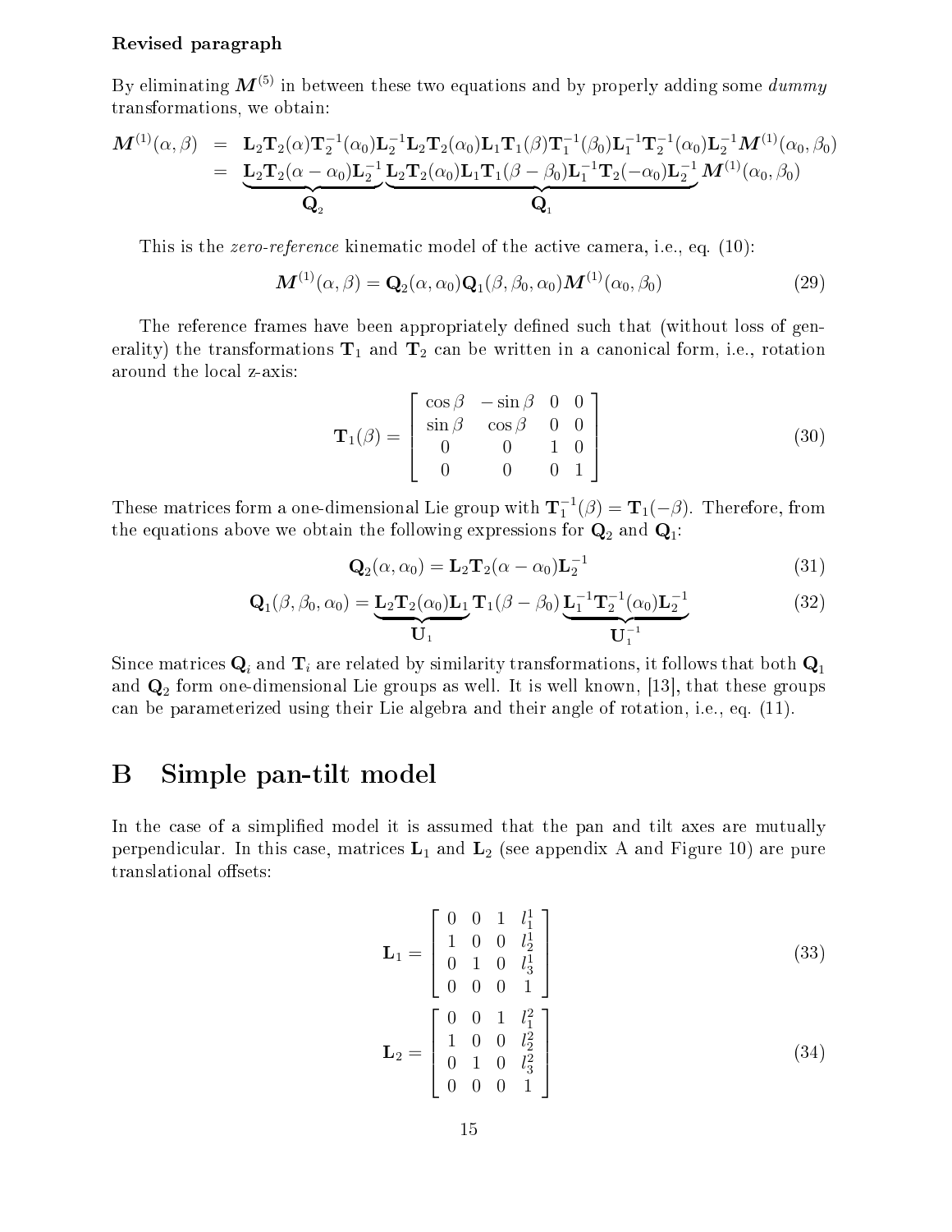**Revised paragraph**

By eliminating $\boldsymbol{M}^{(5)}$ in between these two equations and by properly adding some *dummy* transformations, we obtain:

$$
\begin{aligned}
\boldsymbol{M}^{(1)}(\alpha,\beta) &= \mathbf{L}_2\mathbf{T}_2(\alpha)\mathbf{T}_2^{-1}(\alpha_0)\mathbf{L}_2^{-1}\mathbf{L}_2\mathbf{T}_2(\alpha_0)\mathbf{L}_1\mathbf{T}_1(\beta)\mathbf{T}_1^{-1}(\beta_0)\mathbf{L}_1^{-1}\mathbf{T}_2^{-1}(\alpha_0)\mathbf{L}_2^{-1}\boldsymbol{M}^{(1)}(\alpha_0,\beta_0) \\
&= \underbrace{\mathbf{L}_2\mathbf{T}_2(\alpha-\alpha_0)\mathbf{L}_2^{-1}}_{\mathbf{Q}_2}\underbrace{\mathbf{L}_2\mathbf{T}_2(\alpha_0)\mathbf{L}_1\mathbf{T}_1(\beta-\beta_0)\mathbf{L}_1^{-1}\mathbf{T}_2(-\alpha_0)\mathbf{L}_2^{-1}}_{\mathbf{Q}_1}\boldsymbol{M}^{(1)}(\alpha_0,\beta_0)
\end{aligned}
$$

This is the *zero-reference* kinematic model of the active camera, i.e., eq. (10):

$$
\boldsymbol{M}^{(1)}(\alpha,\beta) = \mathbf{Q}_2(\alpha,\alpha_0)\mathbf{Q}_1(\beta,\beta_0,\alpha_0)\boldsymbol{M}^{(1)}(\alpha_0,\beta_0) \tag{29}
$$

The reference frames have been appropriately defined such that (without loss of generality) the transformations $\mathbf{T}_1$ and $\mathbf{T}_2$ can be written in a canonical form, i.e., rotation around the local z-axis:

$$
\mathbf{T}_1(\beta) = \begin{bmatrix} \cos\beta & -\sin\beta & 0 & 0 \\ \sin\beta & \cos\beta & 0 & 0 \\ 0 & 0 & 1 & 0 \\ 0 & 0 & 0 & 1 \end{bmatrix} \tag{30}
$$

These matrices form a one-dimensional Lie group with $\mathbf{T}_1^{-1}(\beta) = \mathbf{T}_1(-\beta)$. Therefore, from the equations above we obtain the following expressions for $\mathbf{Q}_2$ and $\mathbf{Q}_1$:

$$
\mathbf{Q}_2(\alpha,\alpha_0) = \mathbf{L}_2\mathbf{T}_2(\alpha-\alpha_0)\mathbf{L}_2^{-1} \tag{31}
$$

$$
\mathbf{Q}_1(\beta,\beta_0,\alpha_0) = \underbrace{\mathbf{L}_2\mathbf{T}_2(\alpha_0)\mathbf{L}_1}_{\mathbf{U}_1}\mathbf{T}_1(\beta-\beta_0)\underbrace{\mathbf{L}_1^{-1}\mathbf{T}_2^{-1}(\alpha_0)\mathbf{L}_2^{-1}}_{\mathbf{U}_1^{-1}} \tag{32}
$$

Since matrices $\mathbf{Q}_i$ and $\mathbf{T}_i$ are related by similarity transformations, it follows that both $\mathbf{Q}_1$ and $\mathbf{Q}_2$ form one-dimensional Lie groups as well. It is well known, [13], that these groups can be parameterized using their Lie algebra and their angle of rotation, i.e., eq. (11).

# B Simple pan-tilt model

In the case of a simplified model it is assumed that the pan and tilt axes are mutually perpendicular. In this case, matrices $\mathbf{L}_1$ and $\mathbf{L}_2$ (see appendix A and Figure 10) are pure translational offsets:

$$
\mathbf{L}_1 = \begin{bmatrix} 0 & 0 & 1 & l_1^1 \\ 1 & 0 & 0 & l_2^1 \\ 0 & 1 & 0 & l_3^1 \\ 0 & 0 & 0 & 1 \end{bmatrix} \tag{33}
$$

$$
\mathbf{L}_2 = \begin{bmatrix} 0 & 0 & 1 & l_1^2 \\ 1 & 0 & 0 & l_2^2 \\ 0 & 1 & 0 & l_3^2 \\ 0 & 0 & 0 & 1 \end{bmatrix} \tag{34}
$$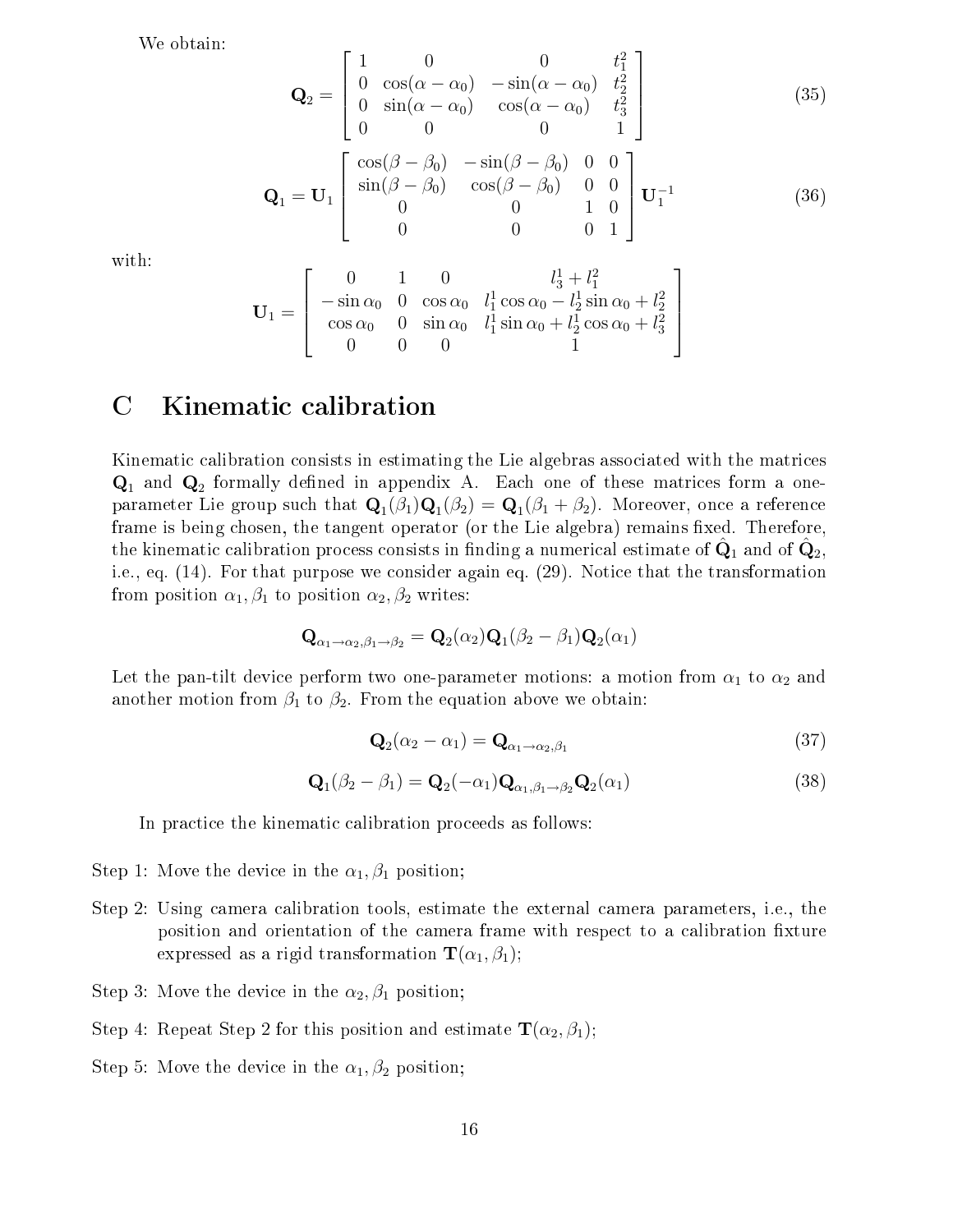We obtain:

$$
\mathbf{Q}_2 = \begin{bmatrix} 1 & 0 & 0 & t_1^2 \\ 0 & \cos(\alpha - \alpha_0) & -\sin(\alpha - \alpha_0) & t_2^2 \\ 0 & \sin(\alpha - \alpha_0) & \cos(\alpha - \alpha_0) & t_3^2 \\ 0 & 0 & 0 & 1 \end{bmatrix} \tag{35}
$$

$$
\mathbf{Q}_1 = \mathbf{U}_1 \begin{bmatrix} \cos(\beta - \beta_0) & -\sin(\beta - \beta_0) & 0 & 0 \\ \sin(\beta - \beta_0) & \cos(\beta - \beta_0) & 0 & 0 \\ 0 & 0 & 1 & 0 \\ 0 & 0 & 0 & 1 \end{bmatrix} \mathbf{U}_1^{-1} \tag{36}
$$

with:

$$
\mathbf{U}_1 = \begin{bmatrix} 0 & 1 & 0 & l_3^1 + l_1^2 \\ -\sin\alpha_0 & 0 & \cos\alpha_0 & l_1^1 \cos\alpha_0 - l_2^1 \sin\alpha_0 + l_2^2 \\ \cos\alpha_0 & 0 & \sin\alpha_0 & l_1^1 \sin\alpha_0 + l_2^1 \cos\alpha_0 + l_3^2 \\ 0 & 0 & 0 & 1 \end{bmatrix}
$$

# C Kinematic calibration

Kinematic calibration consists in estimating the Lie algebras associated with the matrices $\mathbf{Q}_1$ and $\mathbf{Q}_2$ formally defined in appendix A. Each one of these matrices form a one-parameter Lie group such that $\mathbf{Q}_1(\beta_1)\mathbf{Q}_1(\beta_2) = \mathbf{Q}_1(\beta_1 + \beta_2)$. Moreover, once a reference frame is being chosen, the tangent operator (or the Lie algebra) remains fixed. Therefore, the kinematic calibration process consists in finding a numerical estimate of $\hat{\mathbf{Q}}_1$ and of $\hat{\mathbf{Q}}_2$, i.e., eq. (14). For that purpose we consider again eq. (29). Notice that the transformation from position $\alpha_1, \beta_1$ to position $\alpha_2, \beta_2$ writes:

$$
\mathbf{Q}_{\alpha_1 \to \alpha_2, \beta_1 \to \beta_2} = \mathbf{Q}_2(\alpha_2)\mathbf{Q}_1(\beta_2 - \beta_1)\mathbf{Q}_2(\alpha_1)
$$

Let the pan-tilt device perform two one-parameter motions: a motion from $\alpha_1$ to $\alpha_2$ and another motion from $\beta_1$ to $\beta_2$. From the equation above we obtain:

$$
\mathbf{Q}_2(\alpha_2 - \alpha_1) = \mathbf{Q}_{\alpha_1 \to \alpha_2, \beta_1} \tag{37}
$$

$$
\mathbf{Q}_1(\beta_2 - \beta_1) = \mathbf{Q}_2(-\alpha_1)\mathbf{Q}_{\alpha_1, \beta_1 \to \beta_2}\mathbf{Q}_2(\alpha_1) \tag{38}
$$

In practice the kinematic calibration proceeds as follows:

Step 1: Move the device in the $\alpha_1, \beta_1$ position;

Step 2: Using camera calibration tools, estimate the external camera parameters, i.e., the position and orientation of the camera frame with respect to a calibration fixture expressed as a rigid transformation $\mathbf{T}(\alpha_1, \beta_1)$;

Step 3: Move the device in the $\alpha_2, \beta_1$ position;

Step 4: Repeat Step 2 for this position and estimate $\mathbf{T}(\alpha_2, \beta_1)$;

Step 5: Move the device in the $\alpha_1, \beta_2$ position;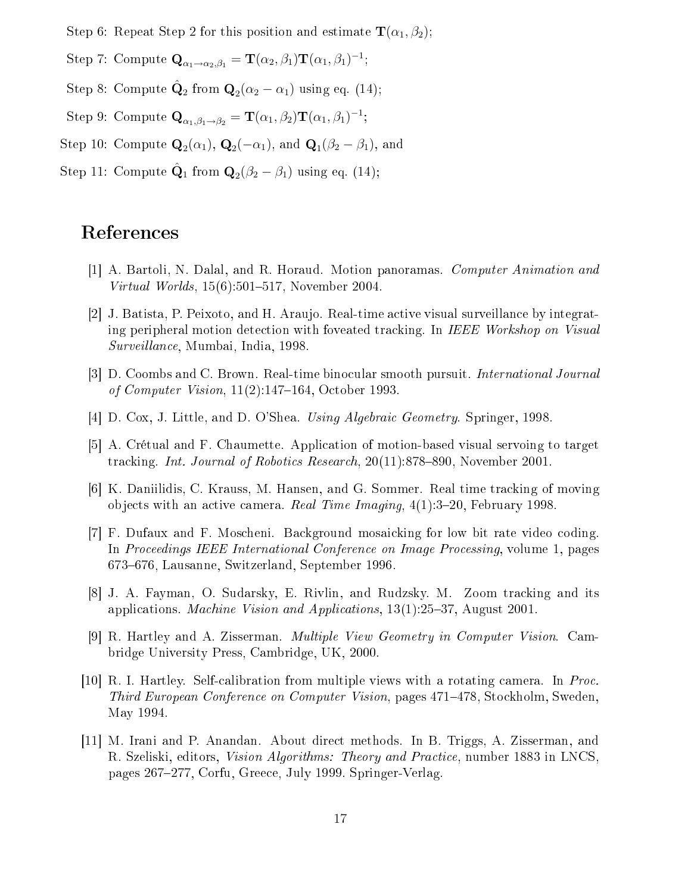Step 6: Repeat Step 2 for this position and estimate $\mathbf{T}(\alpha_1, \beta_2)$;

Step 7: Compute $\mathbf{Q}_{\alpha_1 \to \alpha_2, \beta_1} = \mathbf{T}(\alpha_2, \beta_1)\mathbf{T}(\alpha_1, \beta_1)^{-1}$;

Step 8: Compute $\hat{\mathbf{Q}}_2$ from $\mathbf{Q}_2(\alpha_2 - \alpha_1)$ using eq. (14);

Step 9: Compute $\mathbf{Q}_{\alpha_1, \beta_1 \to \beta_2} = \mathbf{T}(\alpha_1, \beta_2)\mathbf{T}(\alpha_1, \beta_1)^{-1}$;

Step 10: Compute $\mathbf{Q}_2(\alpha_1)$, $\mathbf{Q}_2(-\alpha_1)$, and $\mathbf{Q}_1(\beta_2 - \beta_1)$, and

Step 11: Compute $\hat{\mathbf{Q}}_1$ from $\mathbf{Q}_2(\beta_2 - \beta_1)$ using eq. (14);

# References

[1] A. Bartoli, N. Dalal, and R. Horaud. Motion panoramas. *Computer Animation and Virtual Worlds*, 15(6):501–517, November 2004.

[2] J. Batista, P. Peixoto, and H. Araujo. Real-time active visual surveillance by integrating peripheral motion detection with foveated tracking. In *IEEE Workshop on Visual Surveillance*, Mumbai, India, 1998.

[3] D. Coombs and C. Brown. Real-time binocular smooth pursuit. *International Journal of Computer Vision*, 11(2):147–164, October 1993.

[4] D. Cox, J. Little, and D. O'Shea. *Using Algebraic Geometry*. Springer, 1998.

[5] A. Crétual and F. Chaumette. Application of motion-based visual servoing to target tracking. *Int. Journal of Robotics Research*, 20(11):878–890, November 2001.

[6] K. Daniilidis, C. Krauss, M. Hansen, and G. Sommer. Real time tracking of moving objects with an active camera. *Real Time Imaging*, 4(1):3–20, February 1998.

[7] F. Dufaux and F. Moscheni. Background mosaicking for low bit rate video coding. In *Proceedings IEEE International Conference on Image Processing*, volume 1, pages 673–676, Lausanne, Switzerland, September 1996.

[8] J. A. Fayman, O. Sudarsky, E. Rivlin, and Rudzsky. M. Zoom tracking and its applications. *Machine Vision and Applications*, 13(1):25–37, August 2001.

[9] R. Hartley and A. Zisserman. *Multiple View Geometry in Computer Vision*. Cambridge University Press, Cambridge, UK, 2000.

[10] R. I. Hartley. Self-calibration from multiple views with a rotating camera. In *Proc. Third European Conference on Computer Vision*, pages 471–478, Stockholm, Sweden, May 1994.

[11] M. Irani and P. Anandan. About direct methods. In B. Triggs, A. Zisserman, and R. Szeliski, editors, *Vision Algorithms: Theory and Practice*, number 1883 in LNCS, pages 267–277, Corfu, Greece, July 1999. Springer-Verlag.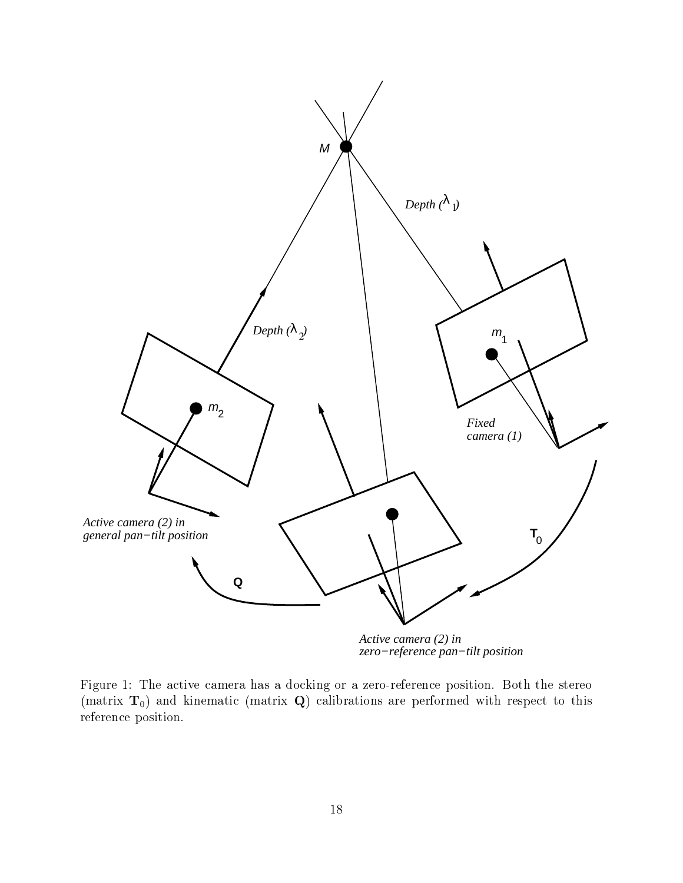Figure 1: The active camera has a docking or a zero-reference position. Both the stereo (matrix $\mathbf{T}_0$) and kinematic (matrix $\mathbf{Q}$) calibrations are performed with respect to this reference position.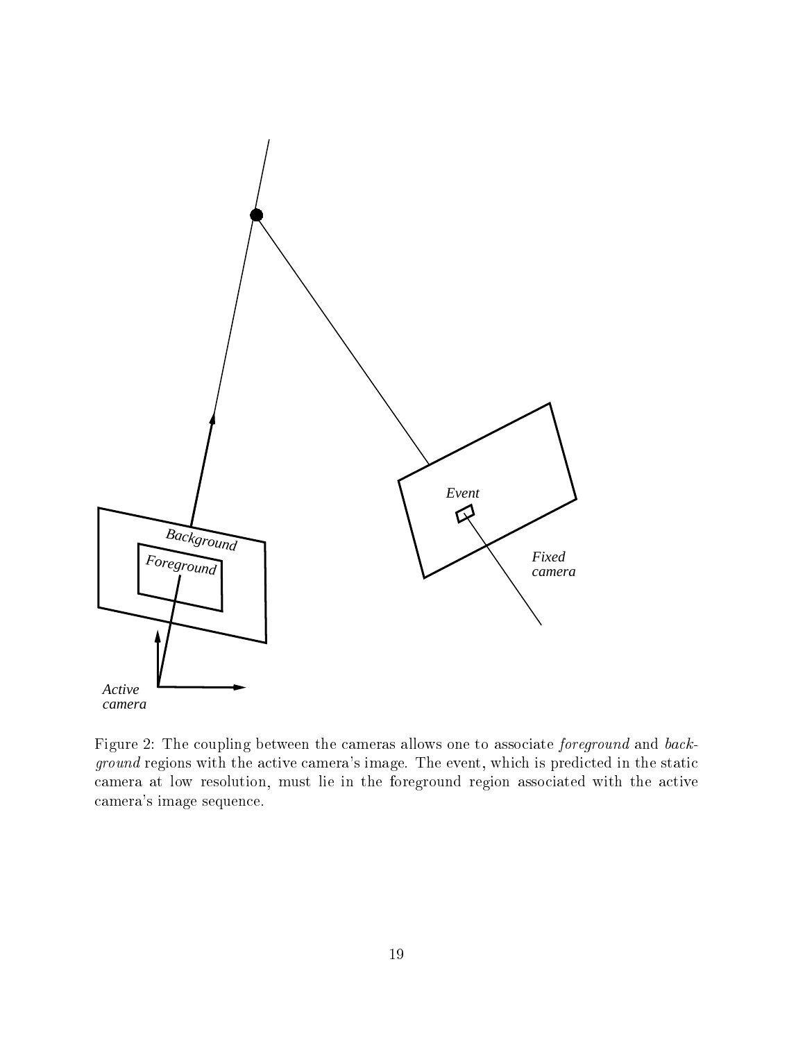Figure 2: The coupling between the cameras allows one to associate *foreground* and *background* regions with the active camera's image. The event, which is predicted in the static camera at low resolution, must lie in the foreground region associated with the active camera's image sequence.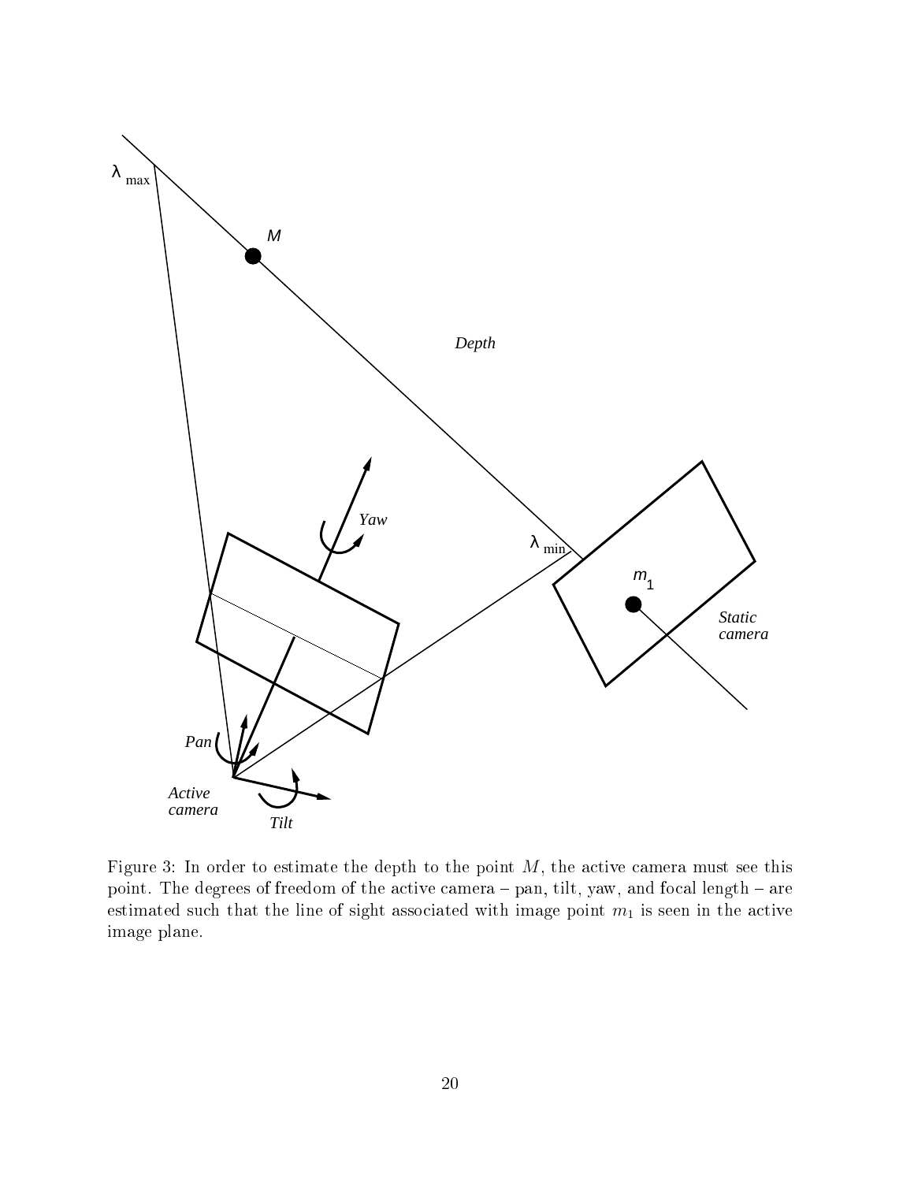Figure 3: In order to estimate the depth to the point $M$, the active camera must see this point. The degrees of freedom of the active camera – pan, tilt, yaw, and focal length – are estimated such that the line of sight associated with image point $m_1$ is seen in the active image plane.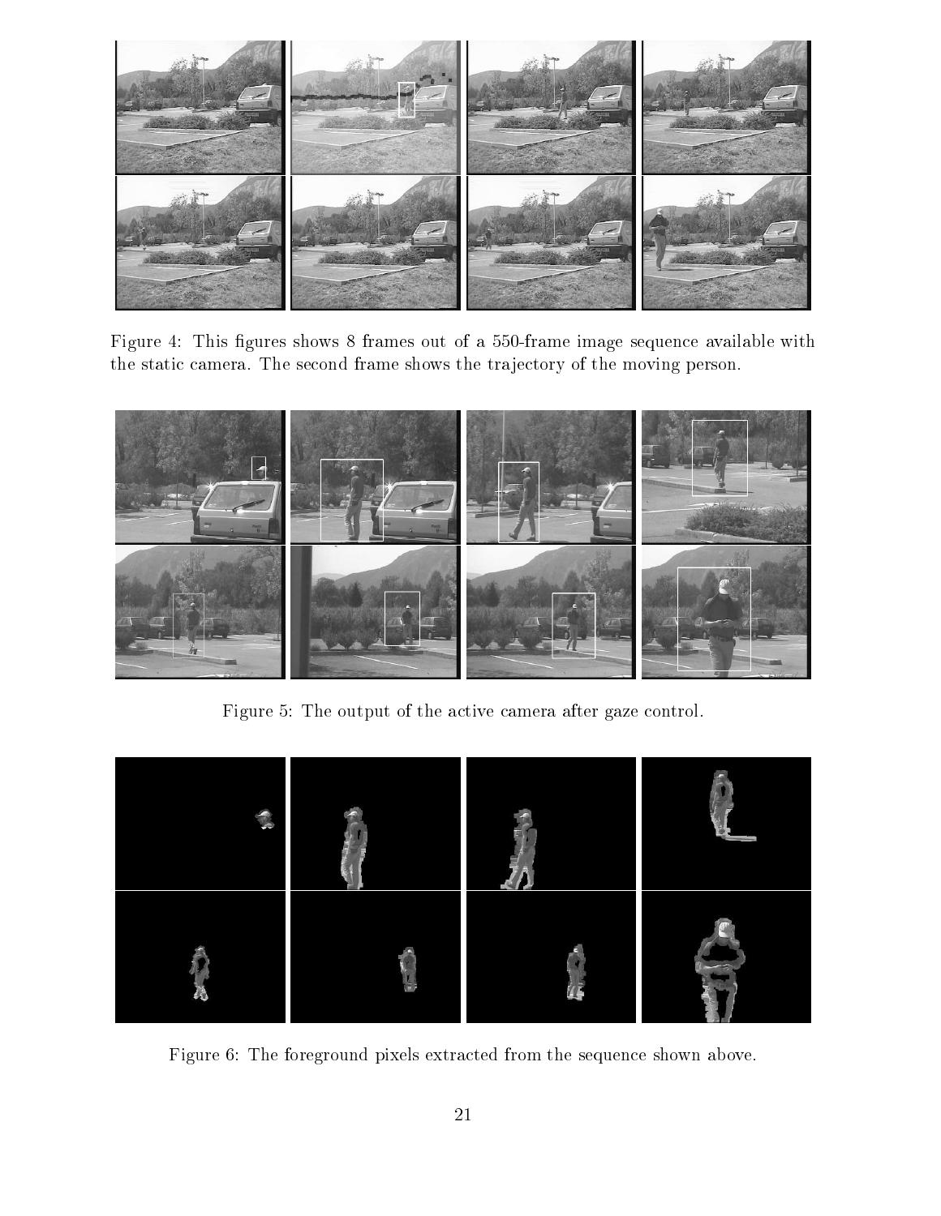Figure 4: This figures shows 8 frames out of a 550-frame image sequence available with the static camera. The second frame shows the trajectory of the moving person.

Figure 5: The output of the active camera after gaze control.

Figure 6: The foreground pixels extracted from the sequence shown above.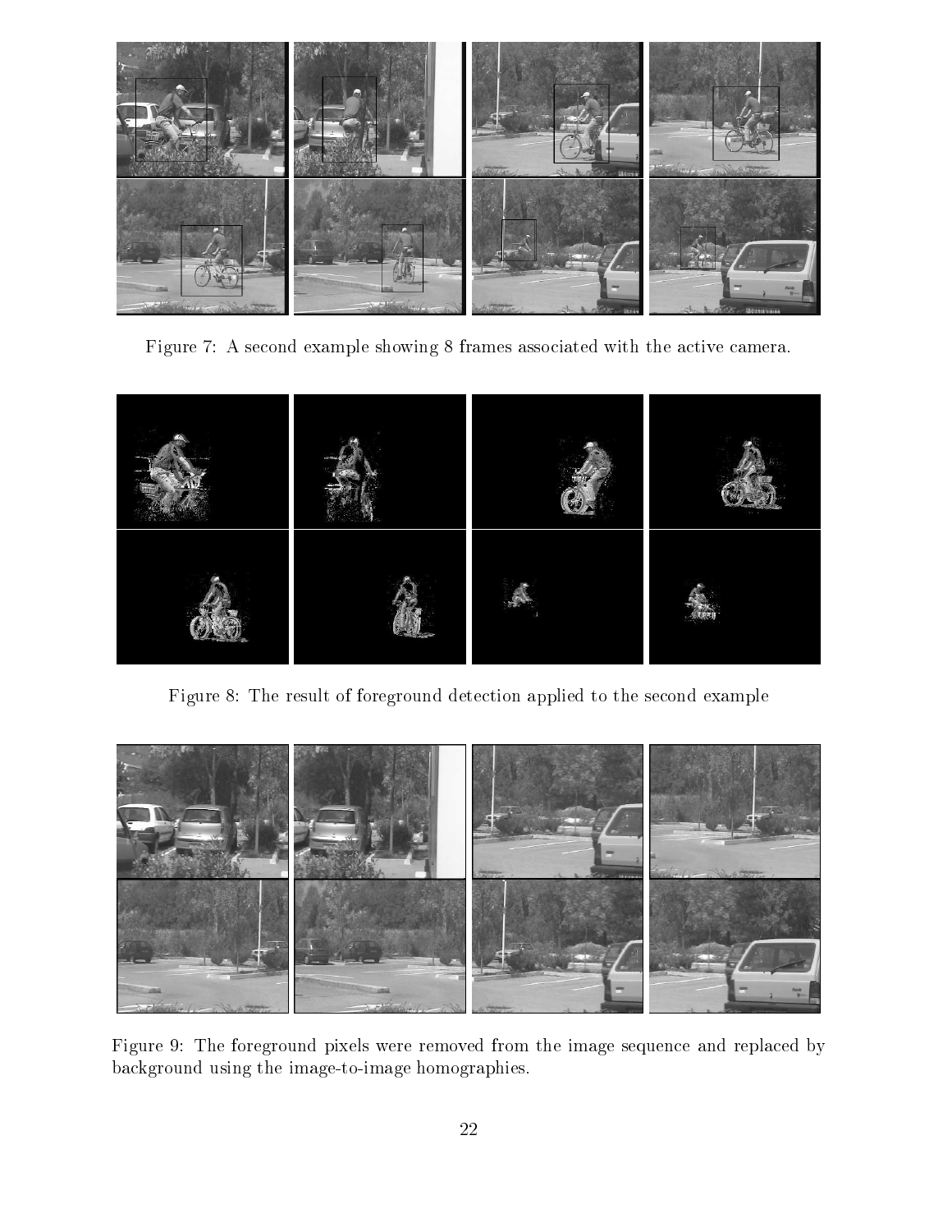Figure 7: A second example showing 8 frames associated with the active camera.

Figure 8: The result of foreground detection applied to the second example

Figure 9: The foreground pixels were removed from the image sequence and replaced by background using the image-to-image homographies.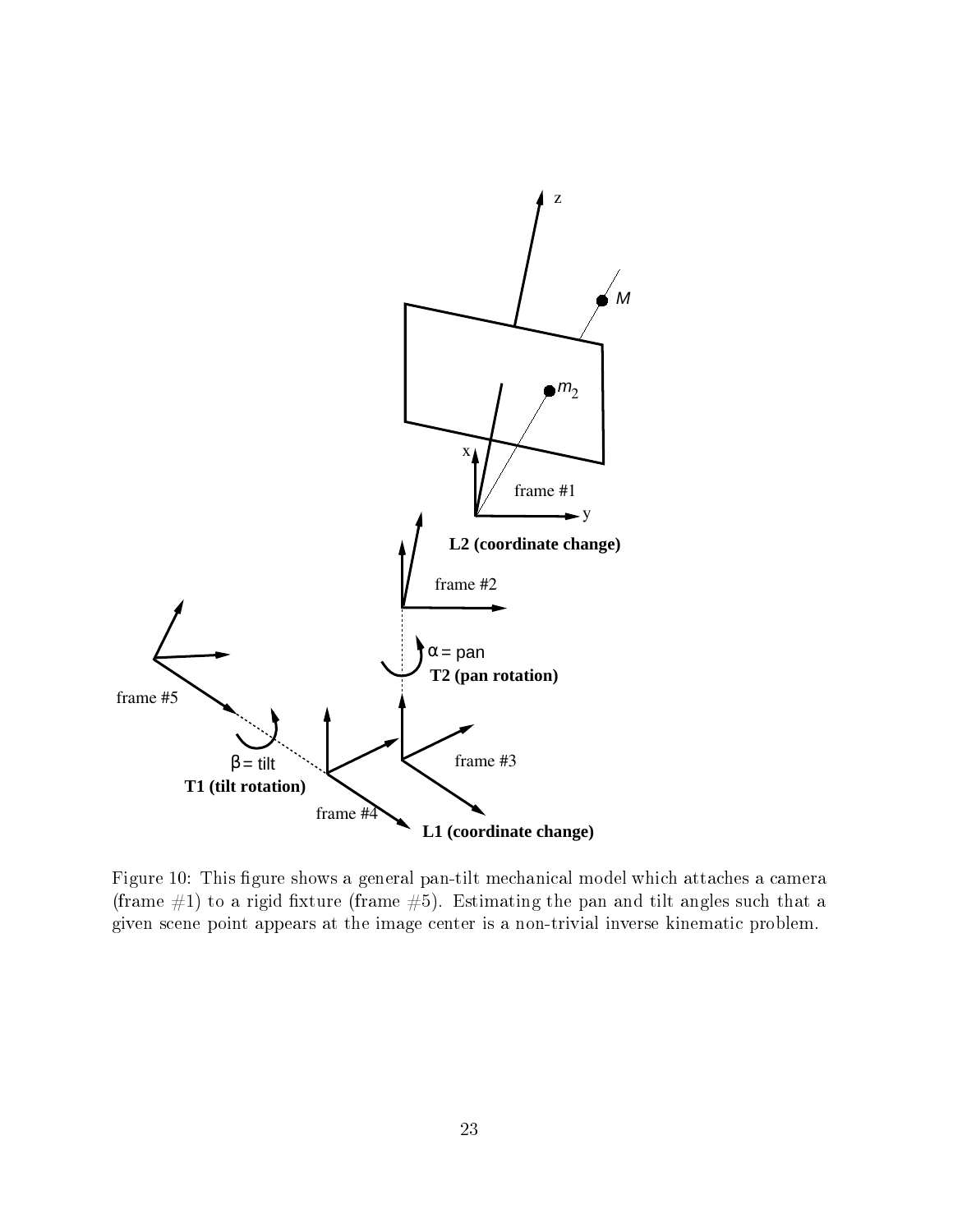Figure 10: This figure shows a general pan-tilt mechanical model which attaches a camera (frame #1) to a rigid fixture (frame #5). Estimating the pan and tilt angles such that a given scene point appears at the image center is a non-trivial inverse kinematic problem.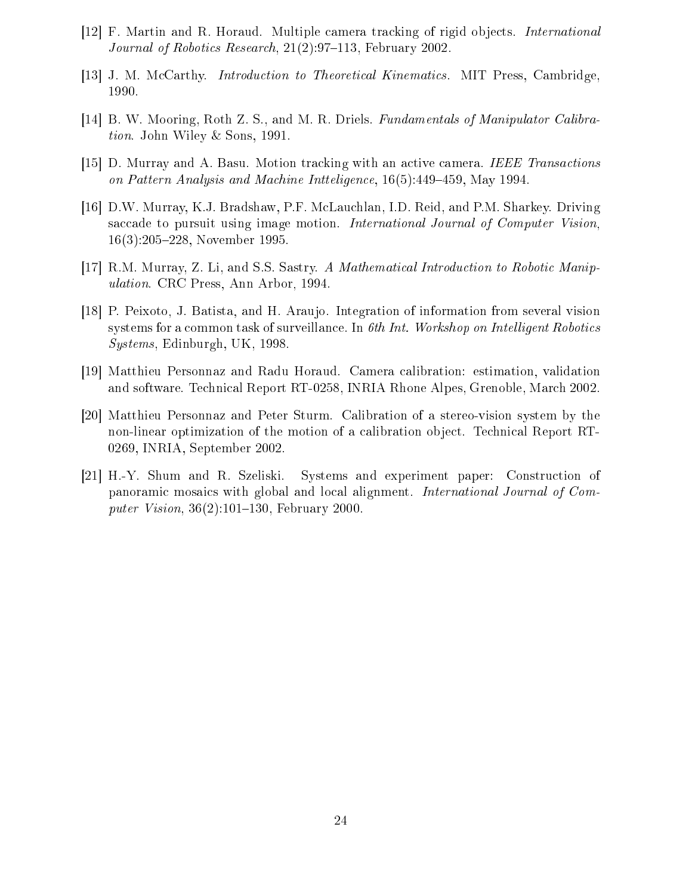[12] F. Martin and R. Horaud. Multiple camera tracking of rigid objects. *International Journal of Robotics Research*, 21(2):97–113, February 2002.

[13] J. M. McCarthy. *Introduction to Theoretical Kinematics*. MIT Press, Cambridge, 1990.

[14] B. W. Mooring, Roth Z. S., and M. R. Driels. *Fundamentals of Manipulator Calibration*. John Wiley & Sons, 1991.

[15] D. Murray and A. Basu. Motion tracking with an active camera. *IEEE Transactions on Pattern Analysis and Machine Intteligence*, 16(5):449–459, May 1994.

[16] D.W. Murray, K.J. Bradshaw, P.F. McLauchlan, I.D. Reid, and P.M. Sharkey. Driving saccade to pursuit using image motion. *International Journal of Computer Vision*, 16(3):205–228, November 1995.

[17] R.M. Murray, Z. Li, and S.S. Sastry. *A Mathematical Introduction to Robotic Manipulation*. CRC Press, Ann Arbor, 1994.

[18] P. Peixoto, J. Batista, and H. Araujo. Integration of information from several vision systems for a common task of surveillance. In *6th Int. Workshop on Intelligent Robotics Systems*, Edinburgh, UK, 1998.

[19] Matthieu Personnaz and Radu Horaud. Camera calibration: estimation, validation and software. Technical Report RT-0258, INRIA Rhone Alpes, Grenoble, March 2002.

[20] Matthieu Personnaz and Peter Sturm. Calibration of a stereo-vision system by the non-linear optimization of the motion of a calibration object. Technical Report RT-0269, INRIA, September 2002.

[21] H.-Y. Shum and R. Szeliski. Systems and experiment paper: Construction of panoramic mosaics with global and local alignment. *International Journal of Computer Vision*, 36(2):101–130, February 2000.